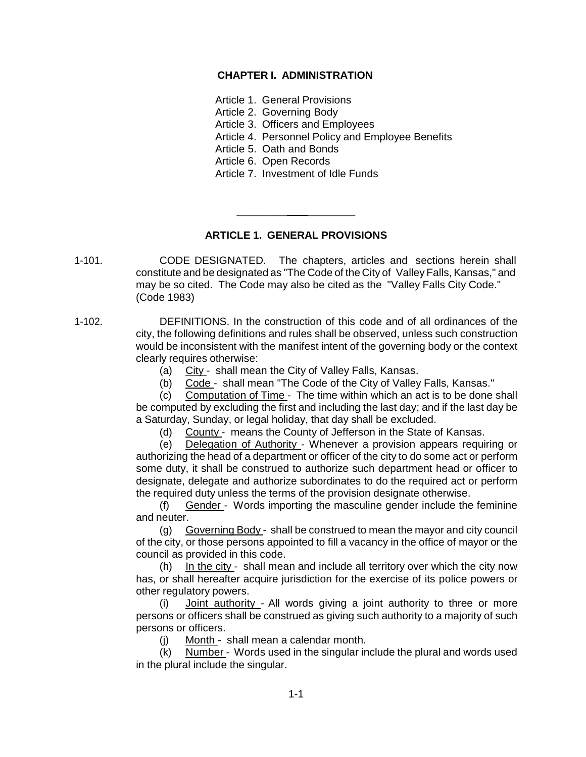## CHAPTER I. ADMINISTRATION

Article 1. General Provisions
Article 2. Governing Body
Article 3. Officers and Employees
Article 4. Personnel Policy and Employee Benefits
Article 5. Oath and Bonds
Article 6. Open Records
Article 7. Investment of Idle Funds

---

### ARTICLE 1. GENERAL PROVISIONS

1-101. CODE DESIGNATED. The chapters, articles and sections herein shall constitute and be designated as "The Code of the City of Valley Falls, Kansas," and may be so cited. The Code may also be cited as the "Valley Falls City Code." (Code 1983)

1-102. DEFINITIONS. In the construction of this code and of all ordinances of the city, the following definitions and rules shall be observed, unless such construction would be inconsistent with the manifest intent of the governing body or the context clearly requires otherwise:

(a) City - shall mean the City of Valley Falls, Kansas.

(b) Code - shall mean "The Code of the City of Valley Falls, Kansas."

(c) Computation of Time - The time within which an act is to be done shall be computed by excluding the first and including the last day; and if the last day be a Saturday, Sunday, or legal holiday, that day shall be excluded.

(d) County - means the County of Jefferson in the State of Kansas.

(e) Delegation of Authority - Whenever a provision appears requiring or authorizing the head of a department or officer of the city to do some act or perform some duty, it shall be construed to authorize such department head or officer to designate, delegate and authorize subordinates to do the required act or perform the required duty unless the terms of the provision designate otherwise.

(f) Gender - Words importing the masculine gender include the feminine and neuter.

(g) Governing Body - shall be construed to mean the mayor and city council of the city, or those persons appointed to fill a vacancy in the office of mayor or the council as provided in this code.

(h) In the city - shall mean and include all territory over which the city now has, or shall hereafter acquire jurisdiction for the exercise of its police powers or other regulatory powers.

(i) Joint authority - All words giving a joint authority to three or more persons or officers shall be construed as giving such authority to a majority of such persons or officers.

(j) Month - shall mean a calendar month.

(k) Number - Words used in the singular include the plural and words used in the plural include the singular.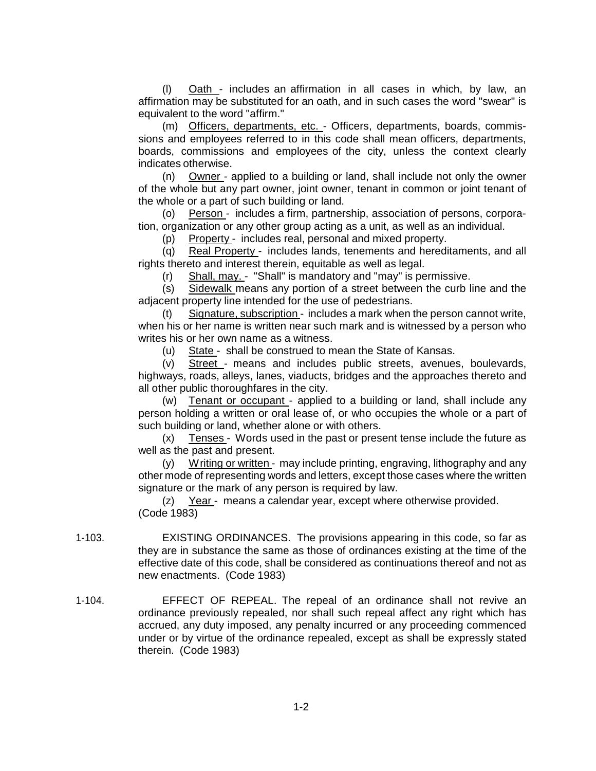(l) Oath - includes an affirmation in all cases in which, by law, an affirmation may be substituted for an oath, and in such cases the word "swear" is equivalent to the word "affirm."

(m) Officers, departments, etc. - Officers, departments, boards, commissions and employees referred to in this code shall mean officers, departments, boards, commissions and employees of the city, unless the context clearly indicates otherwise.

(n) Owner - applied to a building or land, shall include not only the owner of the whole but any part owner, joint owner, tenant in common or joint tenant of the whole or a part of such building or land.

(o) Person - includes a firm, partnership, association of persons, corporation, organization or any other group acting as a unit, as well as an individual.

(p) Property - includes real, personal and mixed property.

(q) Real Property - includes lands, tenements and hereditaments, and all rights thereto and interest therein, equitable as well as legal.

(r) Shall, may. - "Shall" is mandatory and "may" is permissive.

(s) Sidewalk means any portion of a street between the curb line and the adjacent property line intended for the use of pedestrians.

(t) Signature, subscription - includes a mark when the person cannot write, when his or her name is written near such mark and is witnessed by a person who writes his or her own name as a witness.

(u) State - shall be construed to mean the State of Kansas.

(v) Street - means and includes public streets, avenues, boulevards, highways, roads, alleys, lanes, viaducts, bridges and the approaches thereto and all other public thoroughfares in the city.

(w) Tenant or occupant - applied to a building or land, shall include any person holding a written or oral lease of, or who occupies the whole or a part of such building or land, whether alone or with others.

(x) Tenses - Words used in the past or present tense include the future as well as the past and present.

(y) Writing or written - may include printing, engraving, lithography and any other mode of representing words and letters, except those cases where the written signature or the mark of any person is required by law.

(z) Year - means a calendar year, except where otherwise provided.
(Code 1983)

1-103. EXISTING ORDINANCES. The provisions appearing in this code, so far as they are in substance the same as those of ordinances existing at the time of the effective date of this code, shall be considered as continuations thereof and not as new enactments. (Code 1983)

1-104. EFFECT OF REPEAL. The repeal of an ordinance shall not revive an ordinance previously repealed, nor shall such repeal affect any right which has accrued, any duty imposed, any penalty incurred or any proceeding commenced under or by virtue of the ordinance repealed, except as shall be expressly stated therein. (Code 1983)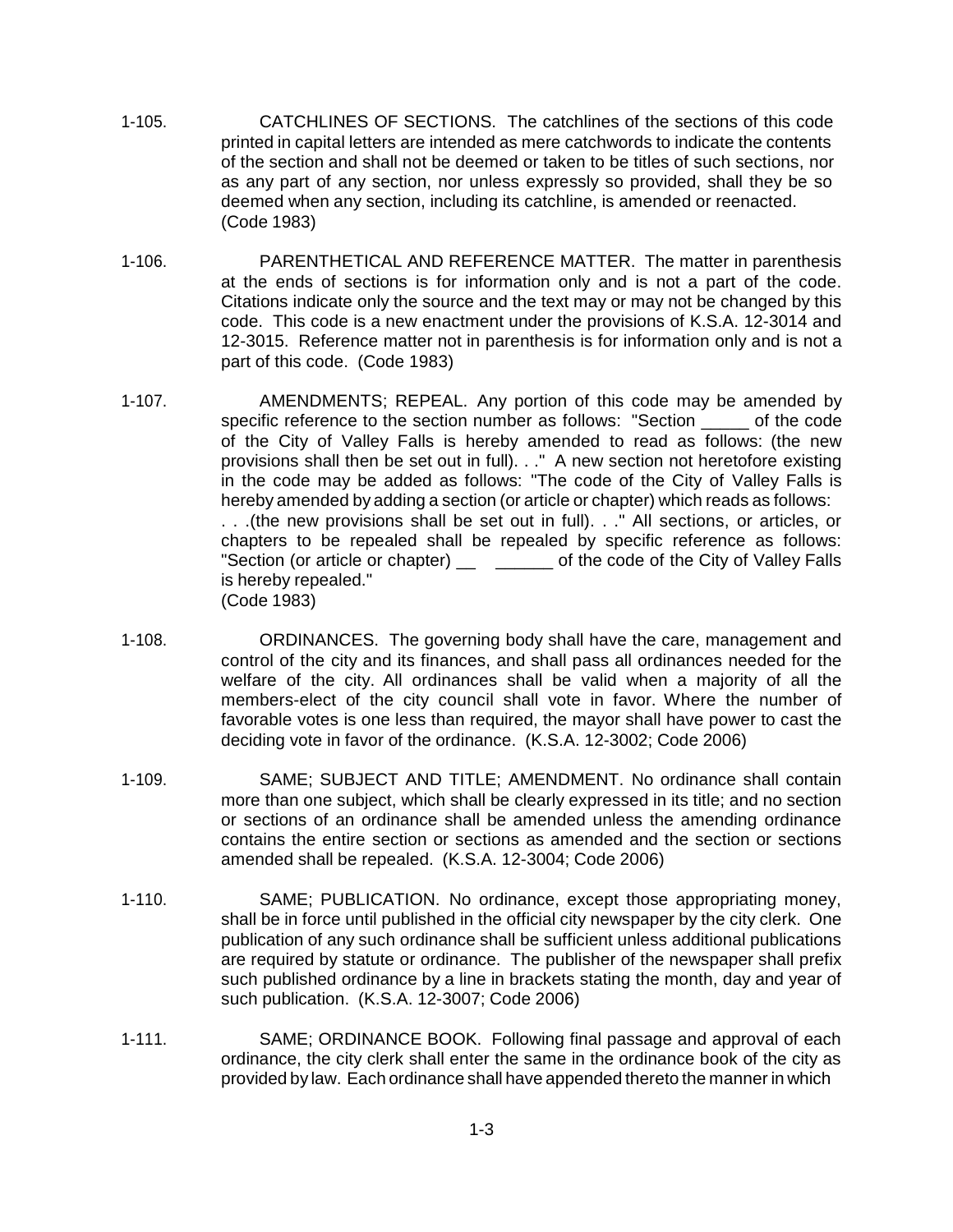1-105. CATCHLINES OF SECTIONS. The catchlines of the sections of this code printed in capital letters are intended as mere catchwords to indicate the contents of the section and shall not be deemed or taken to be titles of such sections, nor as any part of any section, nor unless expressly so provided, shall they be so deemed when any section, including its catchline, is amended or reenacted. (Code 1983)

1-106. PARENTHETICAL AND REFERENCE MATTER. The matter in parenthesis at the ends of sections is for information only and is not a part of the code. Citations indicate only the source and the text may or may not be changed by this code. This code is a new enactment under the provisions of K.S.A. 12-3014 and 12-3015. Reference matter not in parenthesis is for information only and is not a part of this code. (Code 1983)

1-107. AMENDMENTS; REPEAL. Any portion of this code may be amended by specific reference to the section number as follows: "Section _____ of the code of the City of Valley Falls is hereby amended to read as follows: (the new provisions shall then be set out in full). . ." A new section not heretofore existing in the code may be added as follows: "The code of the City of Valley Falls is hereby amended by adding a section (or article or chapter) which reads as follows: . . .(the new provisions shall be set out in full). . ." All sections, or articles, or chapters to be repealed shall be repealed by specific reference as follows: "Section (or article or chapter) __ ______ of the code of the City of Valley Falls is hereby repealed."
(Code 1983)

1-108. ORDINANCES. The governing body shall have the care, management and control of the city and its finances, and shall pass all ordinances needed for the welfare of the city. All ordinances shall be valid when a majority of all the members-elect of the city council shall vote in favor. Where the number of favorable votes is one less than required, the mayor shall have power to cast the deciding vote in favor of the ordinance. (K.S.A. 12-3002; Code 2006)

1-109. SAME; SUBJECT AND TITLE; AMENDMENT. No ordinance shall contain more than one subject, which shall be clearly expressed in its title; and no section or sections of an ordinance shall be amended unless the amending ordinance contains the entire section or sections as amended and the section or sections amended shall be repealed. (K.S.A. 12-3004; Code 2006)

1-110. SAME; PUBLICATION. No ordinance, except those appropriating money, shall be in force until published in the official city newspaper by the city clerk. One publication of any such ordinance shall be sufficient unless additional publications are required by statute or ordinance. The publisher of the newspaper shall prefix such published ordinance by a line in brackets stating the month, day and year of such publication. (K.S.A. 12-3007; Code 2006)

1-111. SAME; ORDINANCE BOOK. Following final passage and approval of each ordinance, the city clerk shall enter the same in the ordinance book of the city as provided by law. Each ordinance shall have appended thereto the manner in which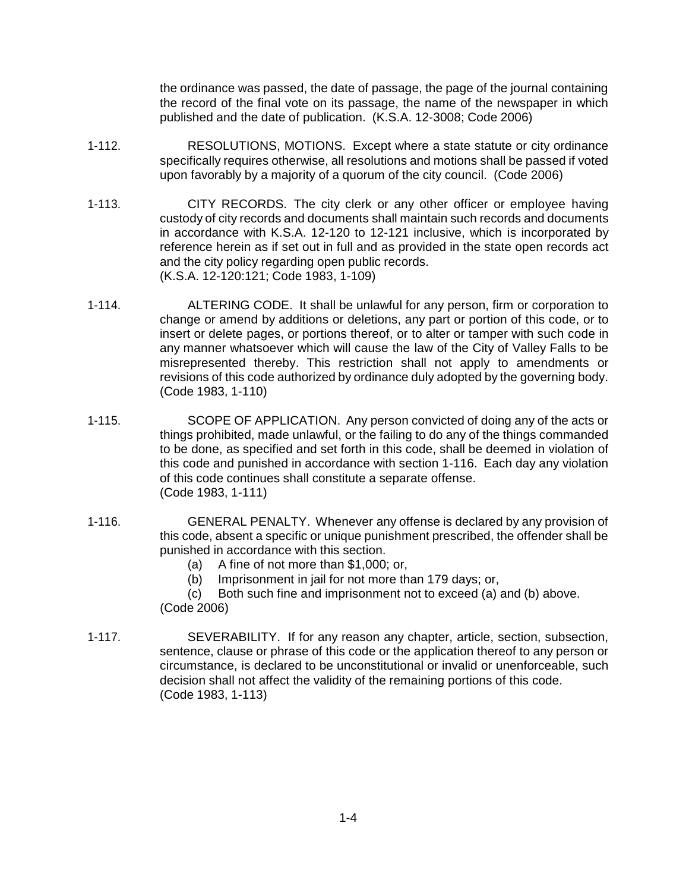the ordinance was passed, the date of passage, the page of the journal containing the record of the final vote on its passage, the name of the newspaper in which published and the date of publication. (K.S.A. 12-3008; Code 2006)

1-112. RESOLUTIONS, MOTIONS. Except where a state statute or city ordinance specifically requires otherwise, all resolutions and motions shall be passed if voted upon favorably by a majority of a quorum of the city council. (Code 2006)

1-113. CITY RECORDS. The city clerk or any other officer or employee having custody of city records and documents shall maintain such records and documents in accordance with K.S.A. 12-120 to 12-121 inclusive, which is incorporated by reference herein as if set out in full and as provided in the state open records act and the city policy regarding open public records.
(K.S.A. 12-120:121; Code 1983, 1-109)

1-114. ALTERING CODE. It shall be unlawful for any person, firm or corporation to change or amend by additions or deletions, any part or portion of this code, or to insert or delete pages, or portions thereof, or to alter or tamper with such code in any manner whatsoever which will cause the law of the City of Valley Falls to be misrepresented thereby. This restriction shall not apply to amendments or revisions of this code authorized by ordinance duly adopted by the governing body.
(Code 1983, 1-110)

1-115. SCOPE OF APPLICATION. Any person convicted of doing any of the acts or things prohibited, made unlawful, or the failing to do any of the things commanded to be done, as specified and set forth in this code, shall be deemed in violation of this code and punished in accordance with section 1-116. Each day any violation of this code continues shall constitute a separate offense.
(Code 1983, 1-111)

1-116. GENERAL PENALTY. Whenever any offense is declared by any provision of this code, absent a specific or unique punishment prescribed, the offender shall be punished in accordance with this section.

(a) A fine of not more than $1,000; or,

(b) Imprisonment in jail for not more than 179 days; or,

(c) Both such fine and imprisonment not to exceed (a) and (b) above.

(Code 2006)

1-117. SEVERABILITY. If for any reason any chapter, article, section, subsection, sentence, clause or phrase of this code or the application thereof to any person or circumstance, is declared to be unconstitutional or invalid or unenforceable, such decision shall not affect the validity of the remaining portions of this code.
(Code 1983, 1-113)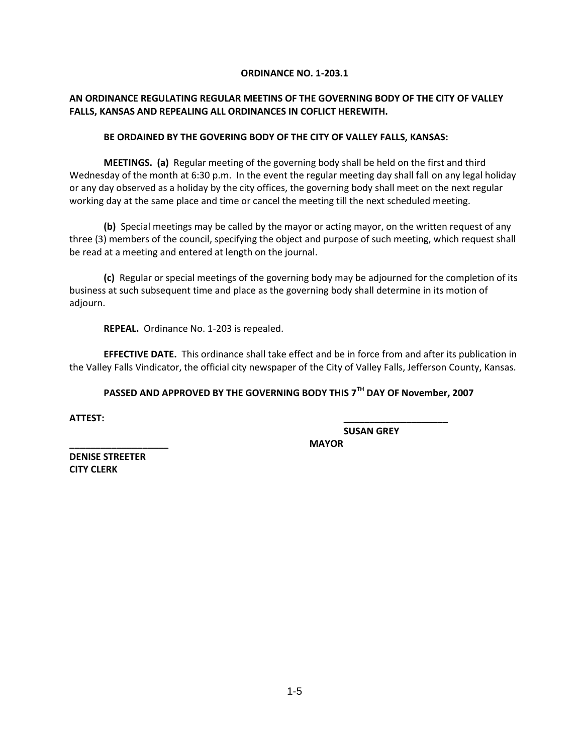**ORDINANCE NO. 1-203.1**

**AN ORDINANCE REGULATING REGULAR MEETINS OF THE GOVERNING BODY OF THE CITY OF VALLEY FALLS, KANSAS AND REPEALING ALL ORDINANCES IN COFLICT HEREWITH.**

**BE ORDAINED BY THE GOVERING BODY OF THE CITY OF VALLEY FALLS, KANSAS:**

**MEETINGS. (a)** Regular meeting of the governing body shall be held on the first and third Wednesday of the month at 6:30 p.m. In the event the regular meeting day shall fall on any legal holiday or any day observed as a holiday by the city offices, the governing body shall meet on the next regular working day at the same place and time or cancel the meeting till the next scheduled meeting.

**(b)** Special meetings may be called by the mayor or acting mayor, on the written request of any three (3) members of the council, specifying the object and purpose of such meeting, which request shall be read at a meeting and entered at length on the journal.

**(c)** Regular or special meetings of the governing body may be adjourned for the completion of its business at such subsequent time and place as the governing body shall determine in its motion of adjourn.

**REPEAL.** Ordinance No. 1-203 is repealed.

**EFFECTIVE DATE.** This ordinance shall take effect and be in force from and after its publication in the Valley Falls Vindicator, the official city newspaper of the City of Valley Falls, Jefferson County, Kansas.

**PASSED AND APPROVED BY THE GOVERNING BODY THIS 7TH DAY OF November, 2007**

**ATTEST:**

____________________
**SUSAN GREY**
**MAYOR**

____________________
**DENISE STREETER**
**CITY CLERK**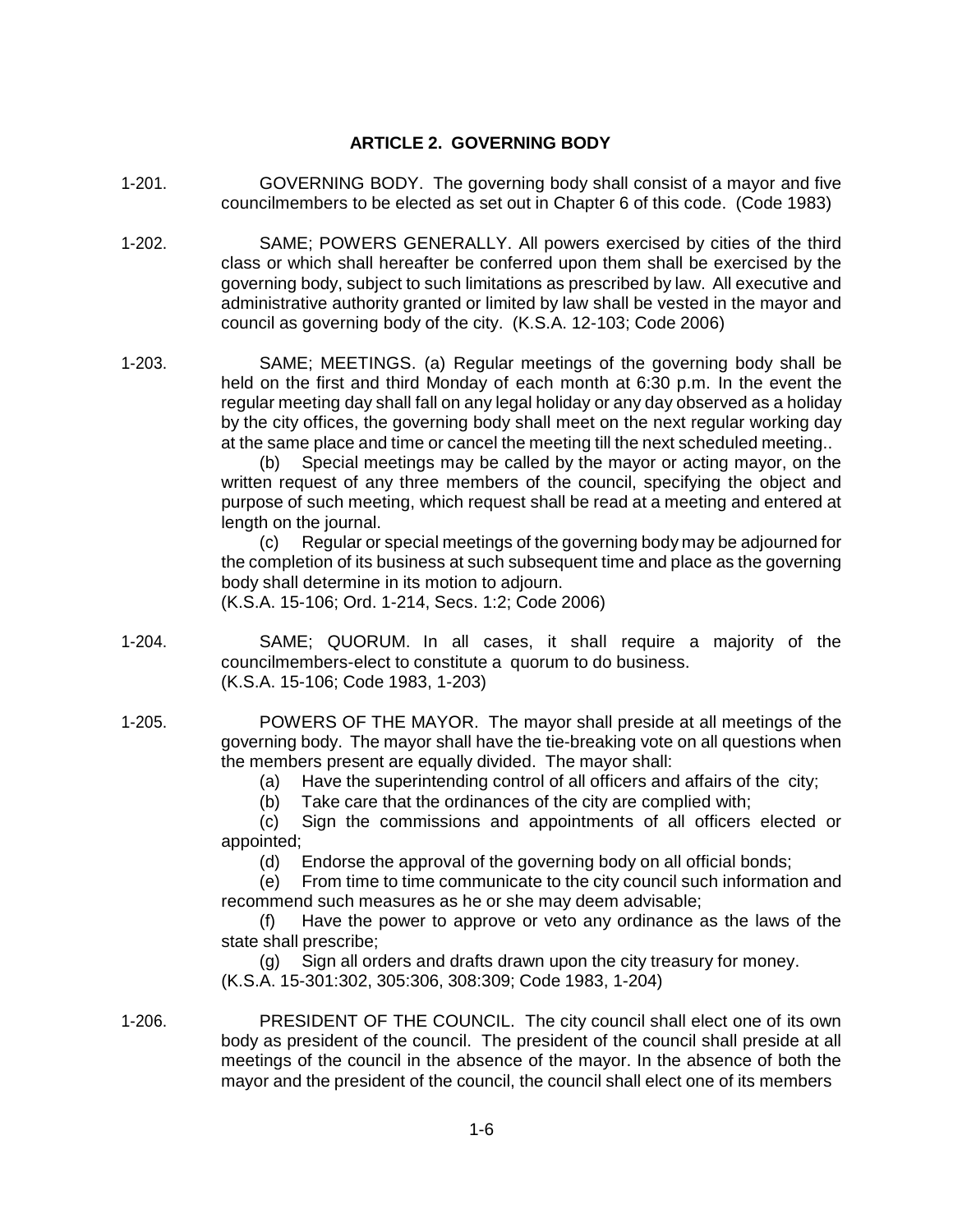## ARTICLE 2. GOVERNING BODY

1-201. GOVERNING BODY. The governing body shall consist of a mayor and five councilmembers to be elected as set out in Chapter 6 of this code. (Code 1983)

1-202. SAME; POWERS GENERALLY. All powers exercised by cities of the third class or which shall hereafter be conferred upon them shall be exercised by the governing body, subject to such limitations as prescribed by law. All executive and administrative authority granted or limited by law shall be vested in the mayor and council as governing body of the city. (K.S.A. 12-103; Code 2006)

1-203. SAME; MEETINGS. (a) Regular meetings of the governing body shall be held on the first and third Monday of each month at 6:30 p.m. In the event the regular meeting day shall fall on any legal holiday or any day observed as a holiday by the city offices, the governing body shall meet on the next regular working day at the same place and time or cancel the meeting till the next scheduled meeting..

(b) Special meetings may be called by the mayor or acting mayor, on the written request of any three members of the council, specifying the object and purpose of such meeting, which request shall be read at a meeting and entered at length on the journal.

(c) Regular or special meetings of the governing body may be adjourned for the completion of its business at such subsequent time and place as the governing body shall determine in its motion to adjourn.

(K.S.A. 15-106; Ord. 1-214, Secs. 1:2; Code 2006)

1-204. SAME; QUORUM. In all cases, it shall require a majority of the councilmembers-elect to constitute a quorum to do business.
(K.S.A. 15-106; Code 1983, 1-203)

1-205. POWERS OF THE MAYOR. The mayor shall preside at all meetings of the governing body. The mayor shall have the tie-breaking vote on all questions when the members present are equally divided. The mayor shall:

(a) Have the superintending control of all officers and affairs of the city;

(b) Take care that the ordinances of the city are complied with;

(c) Sign the commissions and appointments of all officers elected or appointed;

(d) Endorse the approval of the governing body on all official bonds;

(e) From time to time communicate to the city council such information and recommend such measures as he or she may deem advisable;

(f) Have the power to approve or veto any ordinance as the laws of the state shall prescribe;

(g) Sign all orders and drafts drawn upon the city treasury for money.

(K.S.A. 15-301:302, 305:306, 308:309; Code 1983, 1-204)

1-206. PRESIDENT OF THE COUNCIL. The city council shall elect one of its own body as president of the council. The president of the council shall preside at all meetings of the council in the absence of the mayor. In the absence of both the mayor and the president of the council, the council shall elect one of its members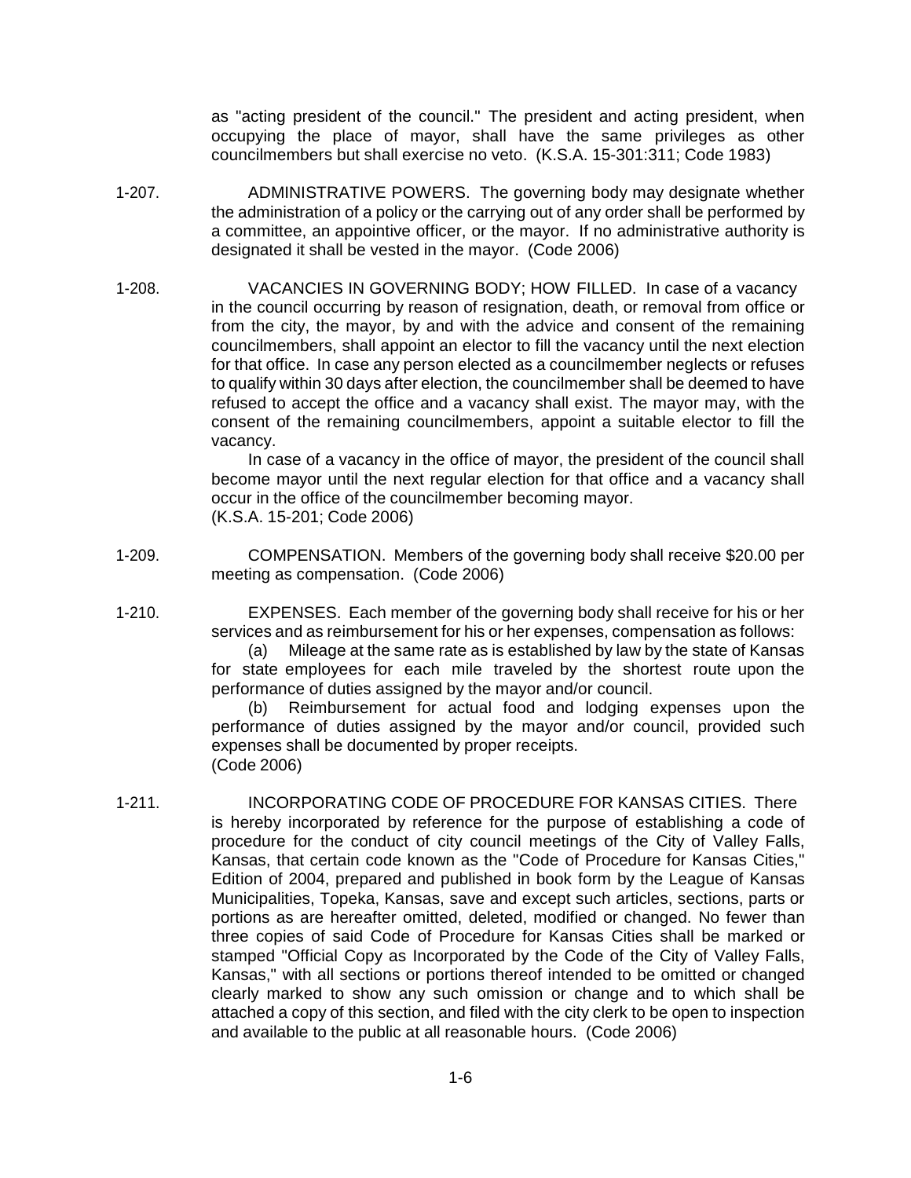as "acting president of the council." The president and acting president, when occupying the place of mayor, shall have the same privileges as other councilmembers but shall exercise no veto. (K.S.A. 15-301:311; Code 1983)

1-207. ADMINISTRATIVE POWERS. The governing body may designate whether the administration of a policy or the carrying out of any order shall be performed by a committee, an appointive officer, or the mayor. If no administrative authority is designated it shall be vested in the mayor. (Code 2006)

1-208. VACANCIES IN GOVERNING BODY; HOW FILLED. In case of a vacancy in the council occurring by reason of resignation, death, or removal from office or from the city, the mayor, by and with the advice and consent of the remaining councilmembers, shall appoint an elector to fill the vacancy until the next election for that office. In case any person elected as a councilmember neglects or refuses to qualify within 30 days after election, the councilmember shall be deemed to have refused to accept the office and a vacancy shall exist. The mayor may, with the consent of the remaining councilmembers, appoint a suitable elector to fill the vacancy.

In case of a vacancy in the office of mayor, the president of the council shall become mayor until the next regular election for that office and a vacancy shall occur in the office of the councilmember becoming mayor.
(K.S.A. 15-201; Code 2006)

1-209. COMPENSATION. Members of the governing body shall receive $20.00 per meeting as compensation. (Code 2006)

1-210. EXPENSES. Each member of the governing body shall receive for his or her services and as reimbursement for his or her expenses, compensation as follows:

(a) Mileage at the same rate as is established by law by the state of Kansas for state employees for each mile traveled by the shortest route upon the performance of duties assigned by the mayor and/or council.

(b) Reimbursement for actual food and lodging expenses upon the performance of duties assigned by the mayor and/or council, provided such expenses shall be documented by proper receipts.
(Code 2006)

1-211. INCORPORATING CODE OF PROCEDURE FOR KANSAS CITIES. There is hereby incorporated by reference for the purpose of establishing a code of procedure for the conduct of city council meetings of the City of Valley Falls, Kansas, that certain code known as the "Code of Procedure for Kansas Cities," Edition of 2004, prepared and published in book form by the League of Kansas Municipalities, Topeka, Kansas, save and except such articles, sections, parts or portions as are hereafter omitted, deleted, modified or changed. No fewer than three copies of said Code of Procedure for Kansas Cities shall be marked or stamped "Official Copy as Incorporated by the Code of the City of Valley Falls, Kansas," with all sections or portions thereof intended to be omitted or changed clearly marked to show any such omission or change and to which shall be attached a copy of this section, and filed with the city clerk to be open to inspection and available to the public at all reasonable hours. (Code 2006)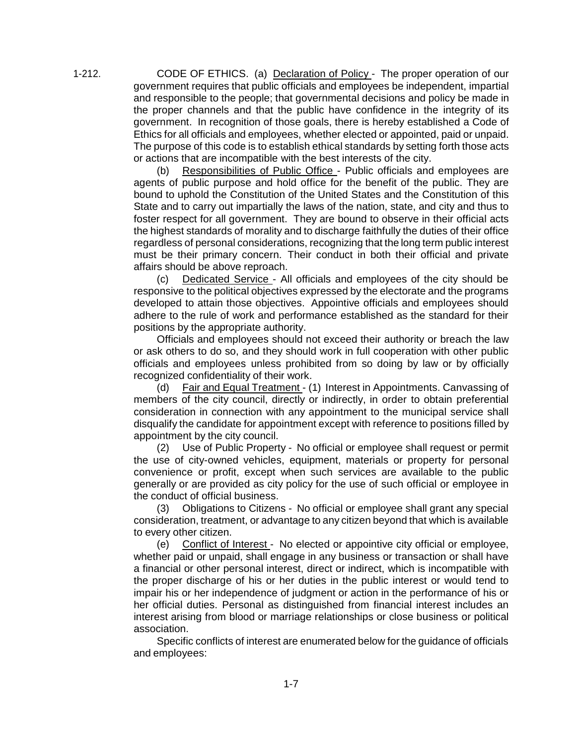1-212. CODE OF ETHICS. (a) Declaration of Policy - The proper operation of our government requires that public officials and employees be independent, impartial and responsible to the people; that governmental decisions and policy be made in the proper channels and that the public have confidence in the integrity of its government. In recognition of those goals, there is hereby established a Code of Ethics for all officials and employees, whether elected or appointed, paid or unpaid. The purpose of this code is to establish ethical standards by setting forth those acts or actions that are incompatible with the best interests of the city.

(b) Responsibilities of Public Office - Public officials and employees are agents of public purpose and hold office for the benefit of the public. They are bound to uphold the Constitution of the United States and the Constitution of this State and to carry out impartially the laws of the nation, state, and city and thus to foster respect for all government. They are bound to observe in their official acts the highest standards of morality and to discharge faithfully the duties of their office regardless of personal considerations, recognizing that the long term public interest must be their primary concern. Their conduct in both their official and private affairs should be above reproach.

(c) Dedicated Service - All officials and employees of the city should be responsive to the political objectives expressed by the electorate and the programs developed to attain those objectives. Appointive officials and employees should adhere to the rule of work and performance established as the standard for their positions by the appropriate authority.

Officials and employees should not exceed their authority or breach the law or ask others to do so, and they should work in full cooperation with other public officials and employees unless prohibited from so doing by law or by officially recognized confidentiality of their work.

(d) Fair and Equal Treatment - (1) Interest in Appointments. Canvassing of members of the city council, directly or indirectly, in order to obtain preferential consideration in connection with any appointment to the municipal service shall disqualify the candidate for appointment except with reference to positions filled by appointment by the city council.

(2) Use of Public Property - No official or employee shall request or permit the use of city-owned vehicles, equipment, materials or property for personal convenience or profit, except when such services are available to the public generally or are provided as city policy for the use of such official or employee in the conduct of official business.

(3) Obligations to Citizens - No official or employee shall grant any special consideration, treatment, or advantage to any citizen beyond that which is available to every other citizen.

(e) Conflict of Interest - No elected or appointive city official or employee, whether paid or unpaid, shall engage in any business or transaction or shall have a financial or other personal interest, direct or indirect, which is incompatible with the proper discharge of his or her duties in the public interest or would tend to impair his or her independence of judgment or action in the performance of his or her official duties. Personal as distinguished from financial interest includes an interest arising from blood or marriage relationships or close business or political association.

Specific conflicts of interest are enumerated below for the guidance of officials and employees: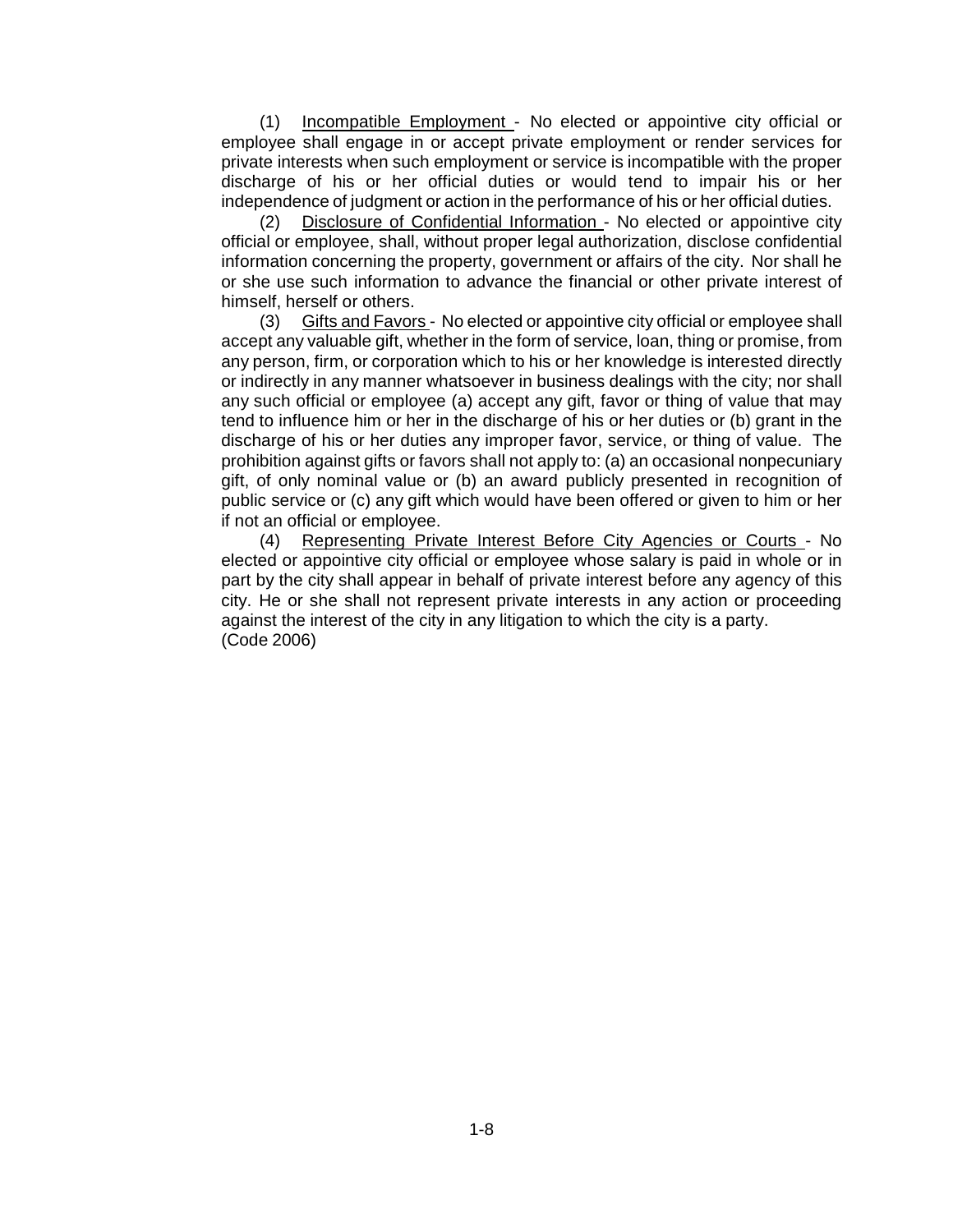(1) <u>Incompatible Employment</u> - No elected or appointive city official or employee shall engage in or accept private employment or render services for private interests when such employment or service is incompatible with the proper discharge of his or her official duties or would tend to impair his or her independence of judgment or action in the performance of his or her official duties.

(2) <u>Disclosure of Confidential Information</u> - No elected or appointive city official or employee, shall, without proper legal authorization, disclose confidential information concerning the property, government or affairs of the city. Nor shall he or she use such information to advance the financial or other private interest of himself, herself or others.

(3) <u>Gifts and Favors</u> - No elected or appointive city official or employee shall accept any valuable gift, whether in the form of service, loan, thing or promise, from any person, firm, or corporation which to his or her knowledge is interested directly or indirectly in any manner whatsoever in business dealings with the city; nor shall any such official or employee (a) accept any gift, favor or thing of value that may tend to influence him or her in the discharge of his or her duties or (b) grant in the discharge of his or her duties any improper favor, service, or thing of value. The prohibition against gifts or favors shall not apply to: (a) an occasional nonpecuniary gift, of only nominal value or (b) an award publicly presented in recognition of public service or (c) any gift which would have been offered or given to him or her if not an official or employee.

(4) <u>Representing Private Interest Before City Agencies or Courts</u> - No elected or appointive city official or employee whose salary is paid in whole or in part by the city shall appear in behalf of private interest before any agency of this city. He or she shall not represent private interests in any action or proceeding against the interest of the city in any litigation to which the city is a party.
(Code 2006)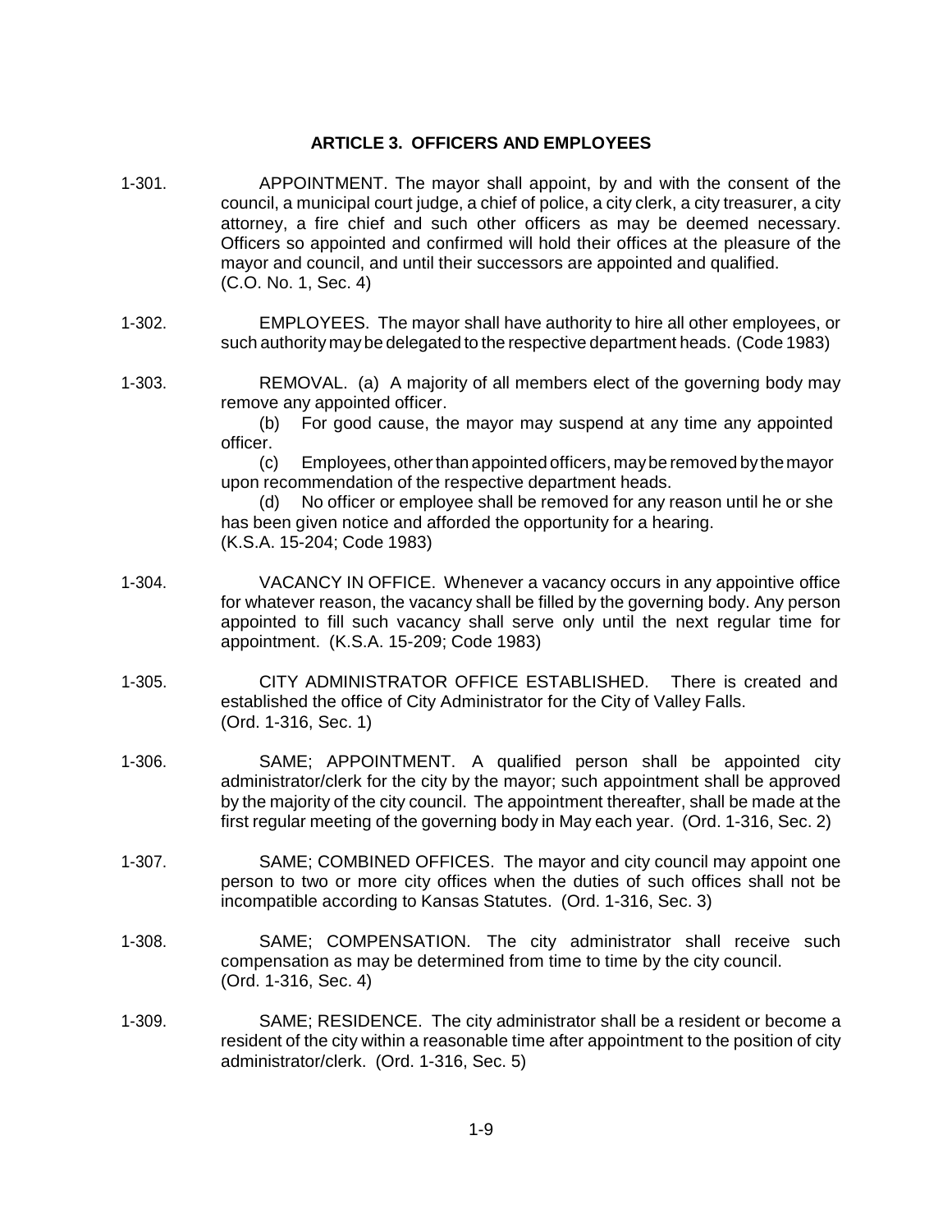## ARTICLE 3. OFFICERS AND EMPLOYEES

1-301. APPOINTMENT. The mayor shall appoint, by and with the consent of the council, a municipal court judge, a chief of police, a city clerk, a city treasurer, a city attorney, a fire chief and such other officers as may be deemed necessary. Officers so appointed and confirmed will hold their offices at the pleasure of the mayor and council, and until their successors are appointed and qualified. (C.O. No. 1, Sec. 4)

1-302. EMPLOYEES. The mayor shall have authority to hire all other employees, or such authority may be delegated to the respective department heads. (Code 1983)

1-303. REMOVAL. (a) A majority of all members elect of the governing body may remove any appointed officer.

(b) For good cause, the mayor may suspend at any time any appointed officer.

(c) Employees, other than appointed officers, may be removed by the mayor upon recommendation of the respective department heads.

(d) No officer or employee shall be removed for any reason until he or she has been given notice and afforded the opportunity for a hearing.
(K.S.A. 15-204; Code 1983)

1-304. VACANCY IN OFFICE. Whenever a vacancy occurs in any appointive office for whatever reason, the vacancy shall be filled by the governing body. Any person appointed to fill such vacancy shall serve only until the next regular time for appointment. (K.S.A. 15-209; Code 1983)

1-305. CITY ADMINISTRATOR OFFICE ESTABLISHED. There is created and established the office of City Administrator for the City of Valley Falls. (Ord. 1-316, Sec. 1)

1-306. SAME; APPOINTMENT. A qualified person shall be appointed city administrator/clerk for the city by the mayor; such appointment shall be approved by the majority of the city council. The appointment thereafter, shall be made at the first regular meeting of the governing body in May each year. (Ord. 1-316, Sec. 2)

1-307. SAME; COMBINED OFFICES. The mayor and city council may appoint one person to two or more city offices when the duties of such offices shall not be incompatible according to Kansas Statutes. (Ord. 1-316, Sec. 3)

1-308. SAME; COMPENSATION. The city administrator shall receive such compensation as may be determined from time to time by the city council. (Ord. 1-316, Sec. 4)

1-309. SAME; RESIDENCE. The city administrator shall be a resident or become a resident of the city within a reasonable time after appointment to the position of city administrator/clerk. (Ord. 1-316, Sec. 5)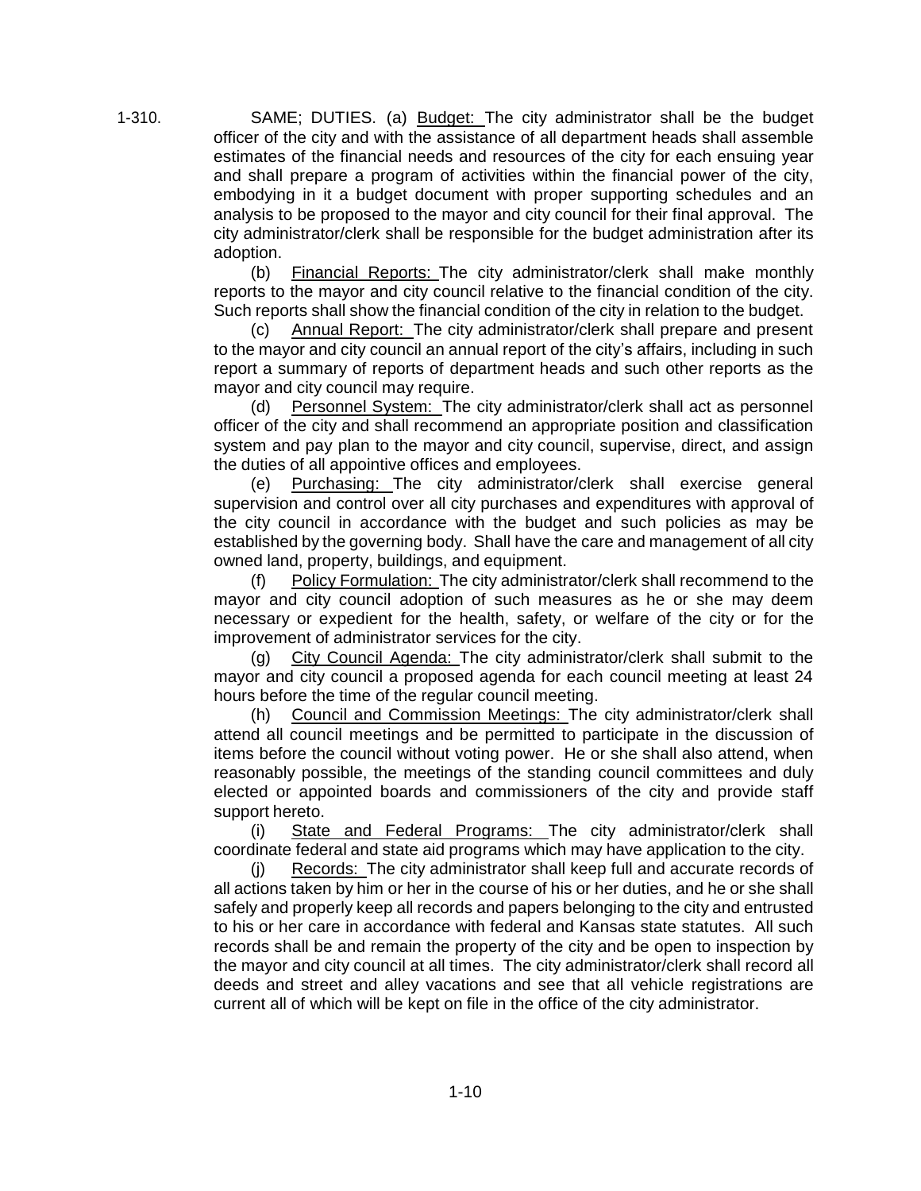1-310. SAME; DUTIES. (a) Budget: The city administrator shall be the budget officer of the city and with the assistance of all department heads shall assemble estimates of the financial needs and resources of the city for each ensuing year and shall prepare a program of activities within the financial power of the city, embodying in it a budget document with proper supporting schedules and an analysis to be proposed to the mayor and city council for their final approval. The city administrator/clerk shall be responsible for the budget administration after its adoption.

(b) Financial Reports: The city administrator/clerk shall make monthly reports to the mayor and city council relative to the financial condition of the city. Such reports shall show the financial condition of the city in relation to the budget.

(c) Annual Report: The city administrator/clerk shall prepare and present to the mayor and city council an annual report of the city's affairs, including in such report a summary of reports of department heads and such other reports as the mayor and city council may require.

(d) Personnel System: The city administrator/clerk shall act as personnel officer of the city and shall recommend an appropriate position and classification system and pay plan to the mayor and city council, supervise, direct, and assign the duties of all appointive offices and employees.

(e) Purchasing: The city administrator/clerk shall exercise general supervision and control over all city purchases and expenditures with approval of the city council in accordance with the budget and such policies as may be established by the governing body. Shall have the care and management of all city owned land, property, buildings, and equipment.

(f) Policy Formulation: The city administrator/clerk shall recommend to the mayor and city council adoption of such measures as he or she may deem necessary or expedient for the health, safety, or welfare of the city or for the improvement of administrator services for the city.

(g) City Council Agenda: The city administrator/clerk shall submit to the mayor and city council a proposed agenda for each council meeting at least 24 hours before the time of the regular council meeting.

(h) Council and Commission Meetings: The city administrator/clerk shall attend all council meetings and be permitted to participate in the discussion of items before the council without voting power. He or she shall also attend, when reasonably possible, the meetings of the standing council committees and duly elected or appointed boards and commissioners of the city and provide staff support hereto.

(i) State and Federal Programs: The city administrator/clerk shall coordinate federal and state aid programs which may have application to the city.

(j) Records: The city administrator shall keep full and accurate records of all actions taken by him or her in the course of his or her duties, and he or she shall safely and properly keep all records and papers belonging to the city and entrusted to his or her care in accordance with federal and Kansas state statutes. All such records shall be and remain the property of the city and be open to inspection by the mayor and city council at all times. The city administrator/clerk shall record all deeds and street and alley vacations and see that all vehicle registrations are current all of which will be kept on file in the office of the city administrator.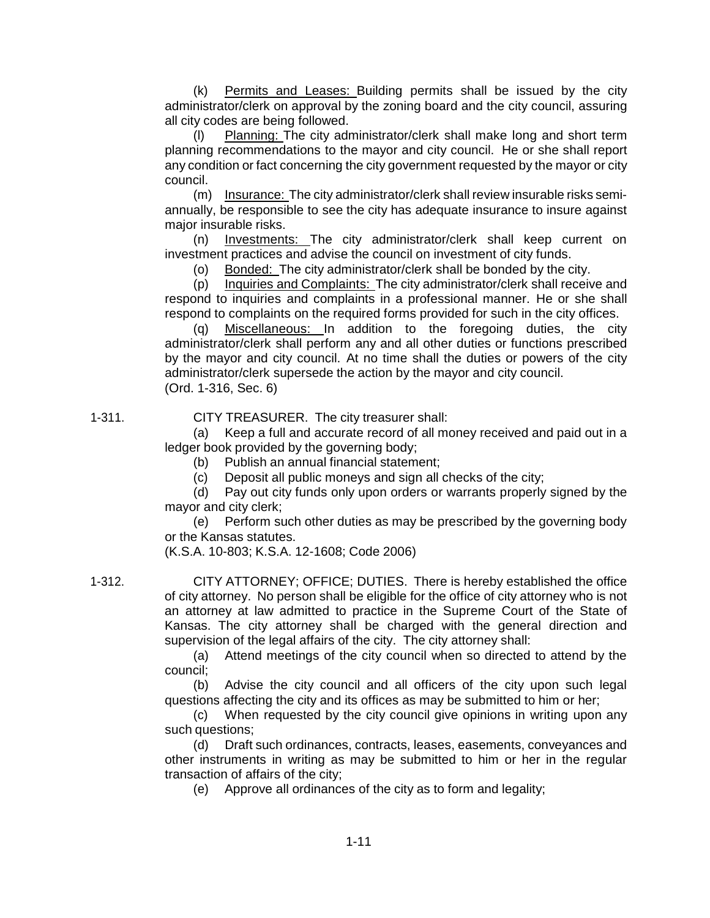(k) Permits and Leases: Building permits shall be issued by the city administrator/clerk on approval by the zoning board and the city council, assuring all city codes are being followed.

(l) Planning: The city administrator/clerk shall make long and short term planning recommendations to the mayor and city council. He or she shall report any condition or fact concerning the city government requested by the mayor or city council.

(m) Insurance: The city administrator/clerk shall review insurable risks semi-annually, be responsible to see the city has adequate insurance to insure against major insurable risks.

(n) Investments: The city administrator/clerk shall keep current on investment practices and advise the council on investment of city funds.

(o) Bonded: The city administrator/clerk shall be bonded by the city.

(p) Inquiries and Complaints: The city administrator/clerk shall receive and respond to inquiries and complaints in a professional manner. He or she shall respond to complaints on the required forms provided for such in the city offices.

(q) Miscellaneous: In addition to the foregoing duties, the city administrator/clerk shall perform any and all other duties or functions prescribed by the mayor and city council. At no time shall the duties or powers of the city administrator/clerk supersede the action by the mayor and city council.
(Ord. 1-316, Sec. 6)

1-311. CITY TREASURER. The city treasurer shall:

(a) Keep a full and accurate record of all money received and paid out in a ledger book provided by the governing body;

(b) Publish an annual financial statement;

(c) Deposit all public moneys and sign all checks of the city;

(d) Pay out city funds only upon orders or warrants properly signed by the mayor and city clerk;

(e) Perform such other duties as may be prescribed by the governing body or the Kansas statutes.

(K.S.A. 10-803; K.S.A. 12-1608; Code 2006)

1-312. CITY ATTORNEY; OFFICE; DUTIES. There is hereby established the office of city attorney. No person shall be eligible for the office of city attorney who is not an attorney at law admitted to practice in the Supreme Court of the State of Kansas. The city attorney shall be charged with the general direction and supervision of the legal affairs of the city. The city attorney shall:

(a) Attend meetings of the city council when so directed to attend by the council;

(b) Advise the city council and all officers of the city upon such legal questions affecting the city and its offices as may be submitted to him or her;

(c) When requested by the city council give opinions in writing upon any such questions;

(d) Draft such ordinances, contracts, leases, easements, conveyances and other instruments in writing as may be submitted to him or her in the regular transaction of affairs of the city;

(e) Approve all ordinances of the city as to form and legality;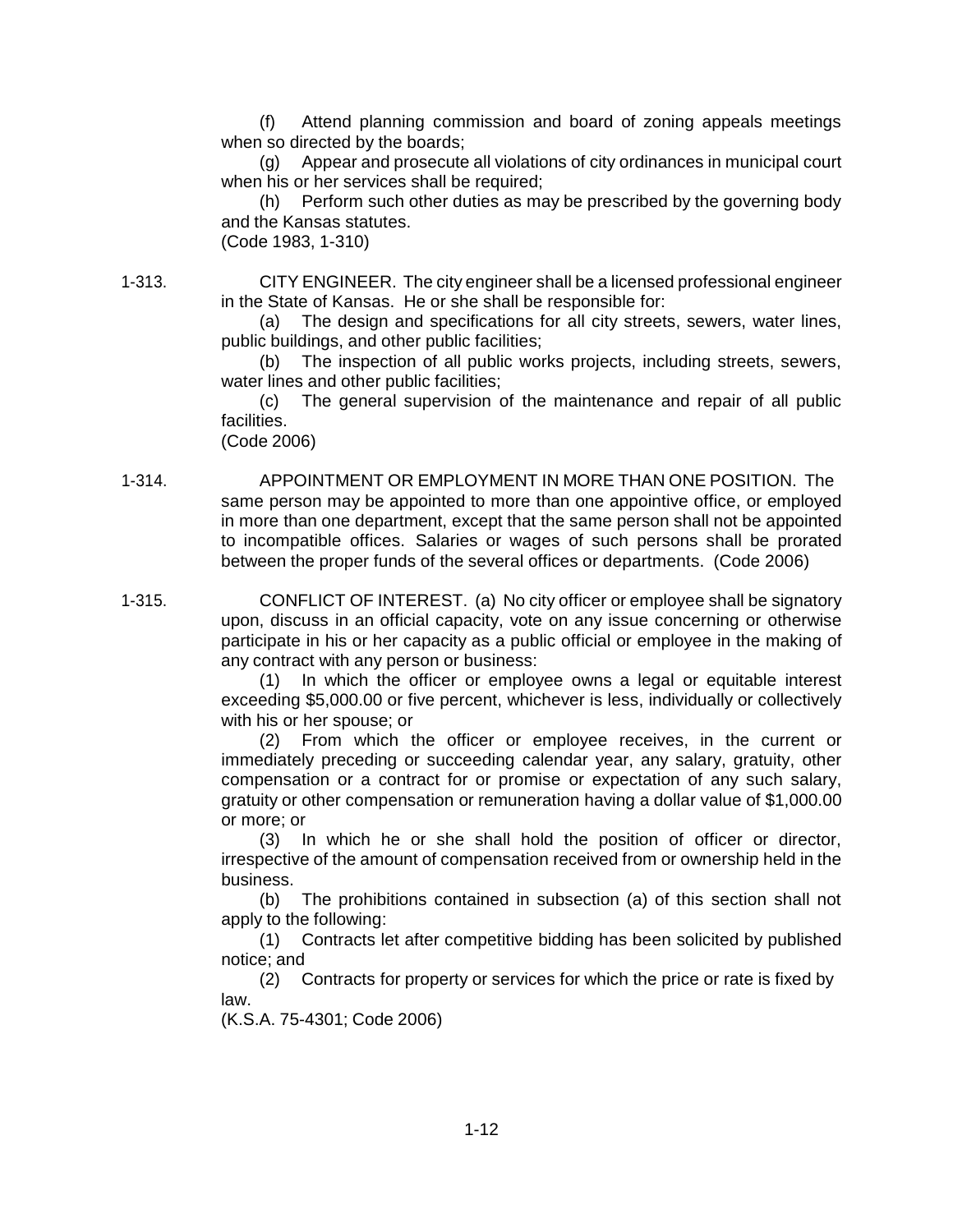(f) Attend planning commission and board of zoning appeals meetings when so directed by the boards;

(g) Appear and prosecute all violations of city ordinances in municipal court when his or her services shall be required;

(h) Perform such other duties as may be prescribed by the governing body and the Kansas statutes.

(Code 1983, 1-310)

1-313. CITY ENGINEER. The city engineer shall be a licensed professional engineer in the State of Kansas. He or she shall be responsible for:

(a) The design and specifications for all city streets, sewers, water lines, public buildings, and other public facilities;

(b) The inspection of all public works projects, including streets, sewers, water lines and other public facilities;

(c) The general supervision of the maintenance and repair of all public facilities.

(Code 2006)

1-314. APPOINTMENT OR EMPLOYMENT IN MORE THAN ONE POSITION. The same person may be appointed to more than one appointive office, or employed in more than one department, except that the same person shall not be appointed to incompatible offices. Salaries or wages of such persons shall be prorated between the proper funds of the several offices or departments. (Code 2006)

1-315. CONFLICT OF INTEREST. (a) No city officer or employee shall be signatory upon, discuss in an official capacity, vote on any issue concerning or otherwise participate in his or her capacity as a public official or employee in the making of any contract with any person or business:

(1) In which the officer or employee owns a legal or equitable interest exceeding $5,000.00 or five percent, whichever is less, individually or collectively with his or her spouse; or

(2) From which the officer or employee receives, in the current or immediately preceding or succeeding calendar year, any salary, gratuity, other compensation or a contract for or promise or expectation of any such salary, gratuity or other compensation or remuneration having a dollar value of $1,000.00 or more; or

(3) In which he or she shall hold the position of officer or director, irrespective of the amount of compensation received from or ownership held in the business.

(b) The prohibitions contained in subsection (a) of this section shall not apply to the following:

(1) Contracts let after competitive bidding has been solicited by published notice; and

(2) Contracts for property or services for which the price or rate is fixed by law.

(K.S.A. 75-4301; Code 2006)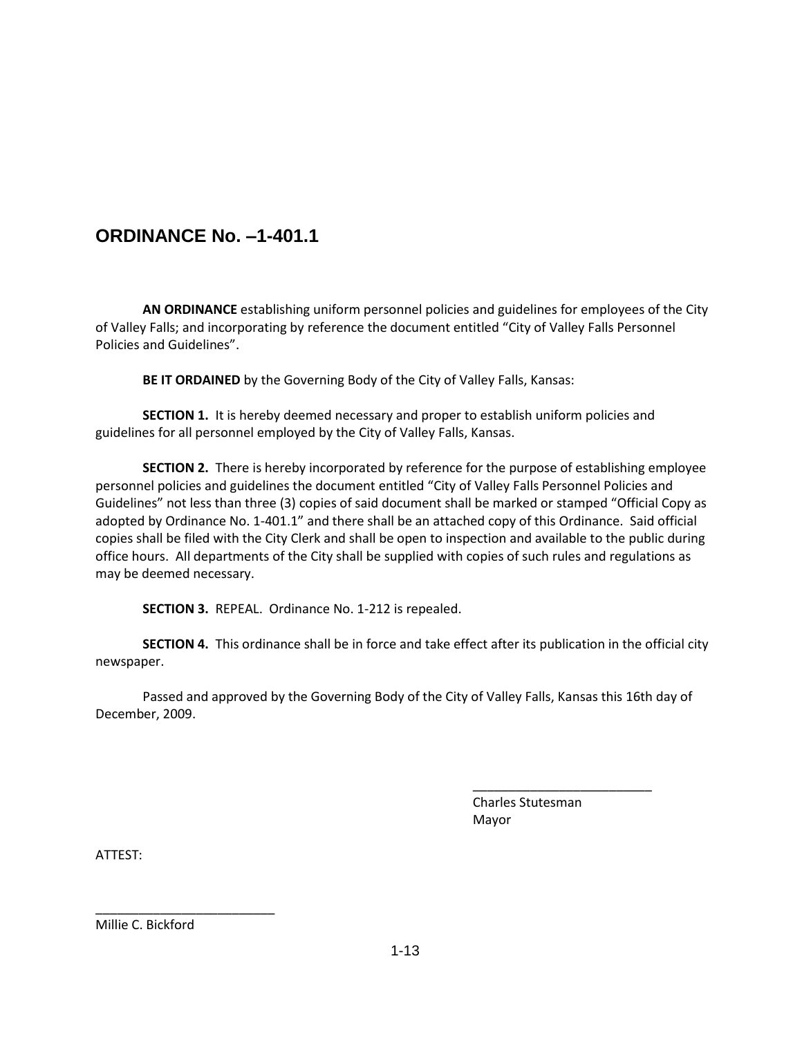# ORDINANCE No. –1-401.1

**AN ORDINANCE** establishing uniform personnel policies and guidelines for employees of the City of Valley Falls; and incorporating by reference the document entitled "City of Valley Falls Personnel Policies and Guidelines".

**BE IT ORDAINED** by the Governing Body of the City of Valley Falls, Kansas:

**SECTION 1.** It is hereby deemed necessary and proper to establish uniform policies and guidelines for all personnel employed by the City of Valley Falls, Kansas.

**SECTION 2.** There is hereby incorporated by reference for the purpose of establishing employee personnel policies and guidelines the document entitled "City of Valley Falls Personnel Policies and Guidelines" not less than three (3) copies of said document shall be marked or stamped "Official Copy as adopted by Ordinance No. 1-401.1" and there shall be an attached copy of this Ordinance. Said official copies shall be filed with the City Clerk and shall be open to inspection and available to the public during office hours. All departments of the City shall be supplied with copies of such rules and regulations as may be deemed necessary.

**SECTION 3.** REPEAL. Ordinance No. 1-212 is repealed.

**SECTION 4.** This ordinance shall be in force and take effect after its publication in the official city newspaper.

Passed and approved by the Governing Body of the City of Valley Falls, Kansas this 16th day of December, 2009.

_________________________
Charles Stutesman
Mayor

ATTEST:

_________________________
Millie C. Bickford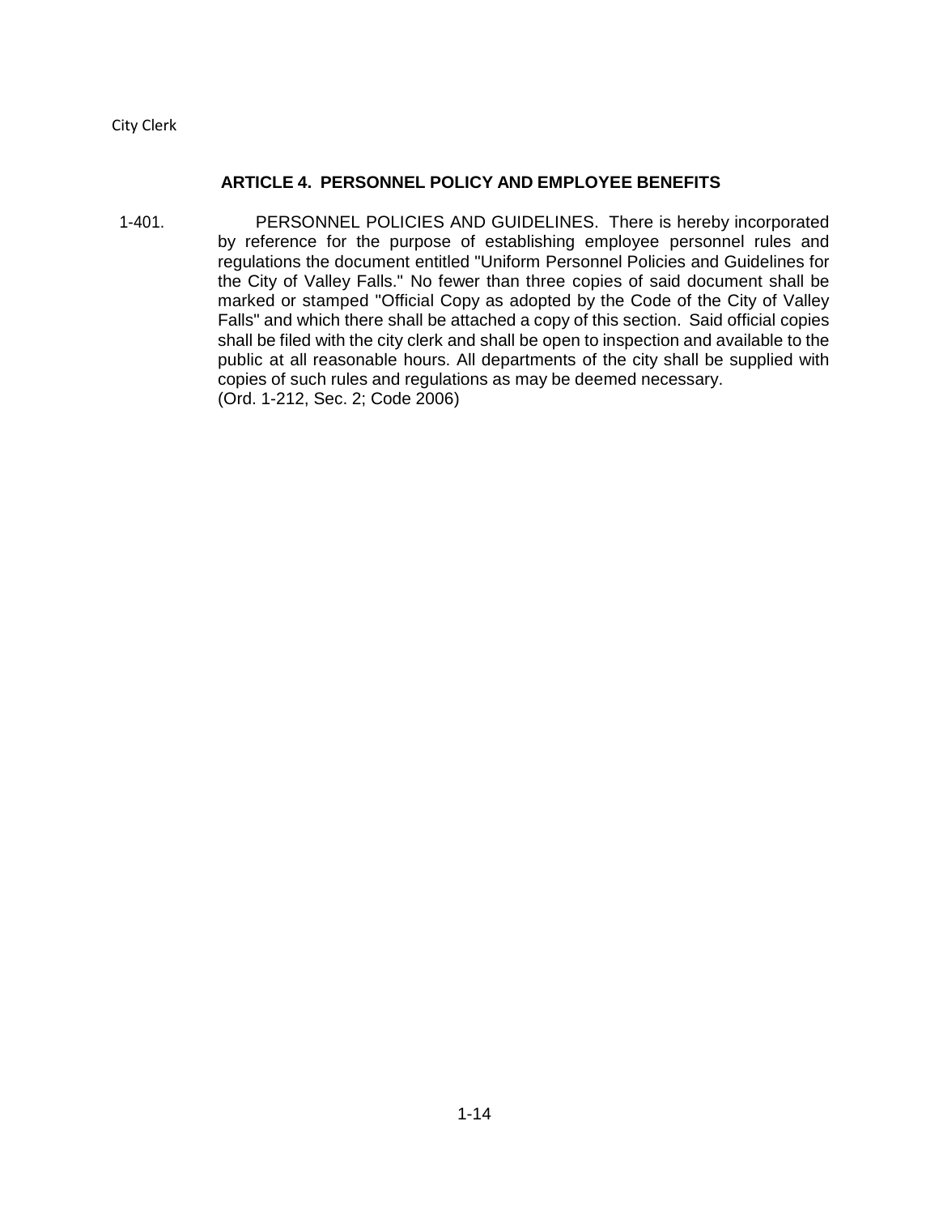## ARTICLE 4. PERSONNEL POLICY AND EMPLOYEE BENEFITS

1-401. PERSONNEL POLICIES AND GUIDELINES. There is hereby incorporated by reference for the purpose of establishing employee personnel rules and regulations the document entitled "Uniform Personnel Policies and Guidelines for the City of Valley Falls." No fewer than three copies of said document shall be marked or stamped "Official Copy as adopted by the Code of the City of Valley Falls" and which there shall be attached a copy of this section. Said official copies shall be filed with the city clerk and shall be open to inspection and available to the public at all reasonable hours. All departments of the city shall be supplied with copies of such rules and regulations as may be deemed necessary.
(Ord. 1-212, Sec. 2; Code 2006)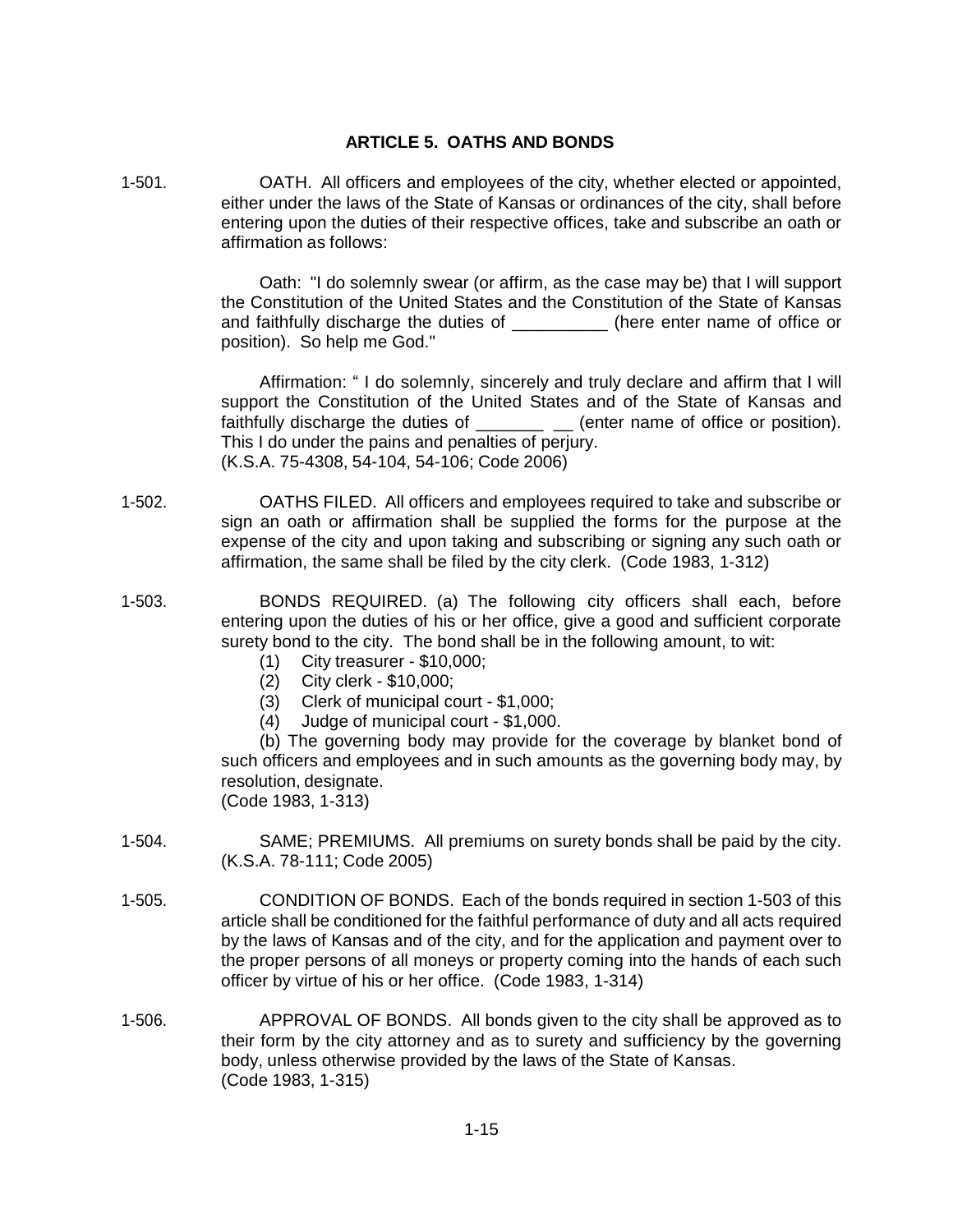## ARTICLE 5. OATHS AND BONDS

1-501. OATH. All officers and employees of the city, whether elected or appointed, either under the laws of the State of Kansas or ordinances of the city, shall before entering upon the duties of their respective offices, take and subscribe an oath or affirmation as follows:

Oath: "I do solemnly swear (or affirm, as the case may be) that I will support the Constitution of the United States and the Constitution of the State of Kansas and faithfully discharge the duties of __________ (here enter name of office or position). So help me God."

Affirmation: " I do solemnly, sincerely and truly declare and affirm that I will support the Constitution of the United States and of the State of Kansas and faithfully discharge the duties of _______ __ (enter name of office or position). This I do under the pains and penalties of perjury.
(K.S.A. 75-4308, 54-104, 54-106; Code 2006)

1-502. OATHS FILED. All officers and employees required to take and subscribe or sign an oath or affirmation shall be supplied the forms for the purpose at the expense of the city and upon taking and subscribing or signing any such oath or affirmation, the same shall be filed by the city clerk. (Code 1983, 1-312)

1-503. BONDS REQUIRED. (a) The following city officers shall each, before entering upon the duties of his or her office, give a good and sufficient corporate surety bond to the city. The bond shall be in the following amount, to wit:

(1) City treasurer - $10,000;
(2) City clerk - $10,000;
(3) Clerk of municipal court - $1,000;
(4) Judge of municipal court - $1,000.

(b) The governing body may provide for the coverage by blanket bond of such officers and employees and in such amounts as the governing body may, by resolution, designate.
(Code 1983, 1-313)

1-504. SAME; PREMIUMS. All premiums on surety bonds shall be paid by the city. (K.S.A. 78-111; Code 2005)

1-505. CONDITION OF BONDS. Each of the bonds required in section 1-503 of this article shall be conditioned for the faithful performance of duty and all acts required by the laws of Kansas and of the city, and for the application and payment over to the proper persons of all moneys or property coming into the hands of each such officer by virtue of his or her office. (Code 1983, 1-314)

1-506. APPROVAL OF BONDS. All bonds given to the city shall be approved as to their form by the city attorney and as to surety and sufficiency by the governing body, unless otherwise provided by the laws of the State of Kansas.
(Code 1983, 1-315)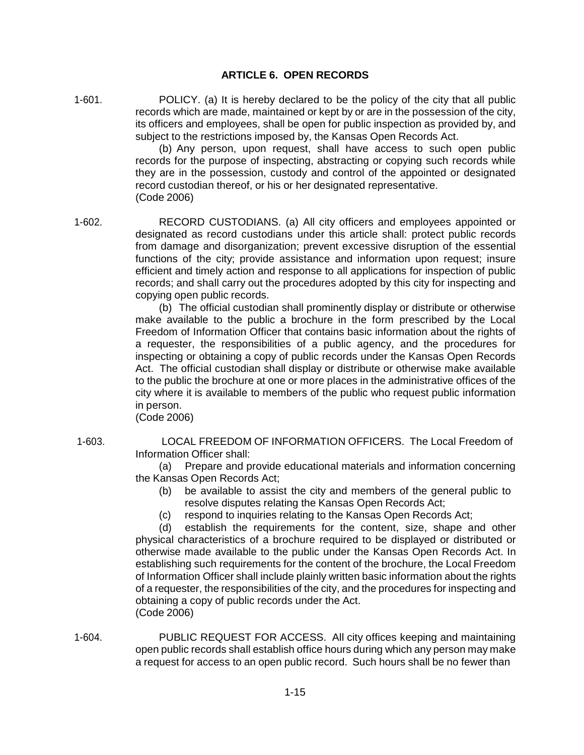## ARTICLE 6. OPEN RECORDS

1-601. POLICY. (a) It is hereby declared to be the policy of the city that all public records which are made, maintained or kept by or are in the possession of the city, its officers and employees, shall be open for public inspection as provided by, and subject to the restrictions imposed by, the Kansas Open Records Act.

(b) Any person, upon request, shall have access to such open public records for the purpose of inspecting, abstracting or copying such records while they are in the possession, custody and control of the appointed or designated record custodian thereof, or his or her designated representative.
(Code 2006)

1-602. RECORD CUSTODIANS. (a) All city officers and employees appointed or designated as record custodians under this article shall: protect public records from damage and disorganization; prevent excessive disruption of the essential functions of the city; provide assistance and information upon request; insure efficient and timely action and response to all applications for inspection of public records; and shall carry out the procedures adopted by this city for inspecting and copying open public records.

(b) The official custodian shall prominently display or distribute or otherwise make available to the public a brochure in the form prescribed by the Local Freedom of Information Officer that contains basic information about the rights of a requester, the responsibilities of a public agency, and the procedures for inspecting or obtaining a copy of public records under the Kansas Open Records Act. The official custodian shall display or distribute or otherwise make available to the public the brochure at one or more places in the administrative offices of the city where it is available to members of the public who request public information in person.
(Code 2006)

1-603. LOCAL FREEDOM OF INFORMATION OFFICERS. The Local Freedom of Information Officer shall:

(a) Prepare and provide educational materials and information concerning the Kansas Open Records Act;

(b) be available to assist the city and members of the general public to resolve disputes relating the Kansas Open Records Act;

(c) respond to inquiries relating to the Kansas Open Records Act;

(d) establish the requirements for the content, size, shape and other physical characteristics of a brochure required to be displayed or distributed or otherwise made available to the public under the Kansas Open Records Act. In establishing such requirements for the content of the brochure, the Local Freedom of Information Officer shall include plainly written basic information about the rights of a requester, the responsibilities of the city, and the procedures for inspecting and obtaining a copy of public records under the Act.
(Code 2006)

1-604. PUBLIC REQUEST FOR ACCESS. All city offices keeping and maintaining open public records shall establish office hours during which any person may make a request for access to an open public record. Such hours shall be no fewer than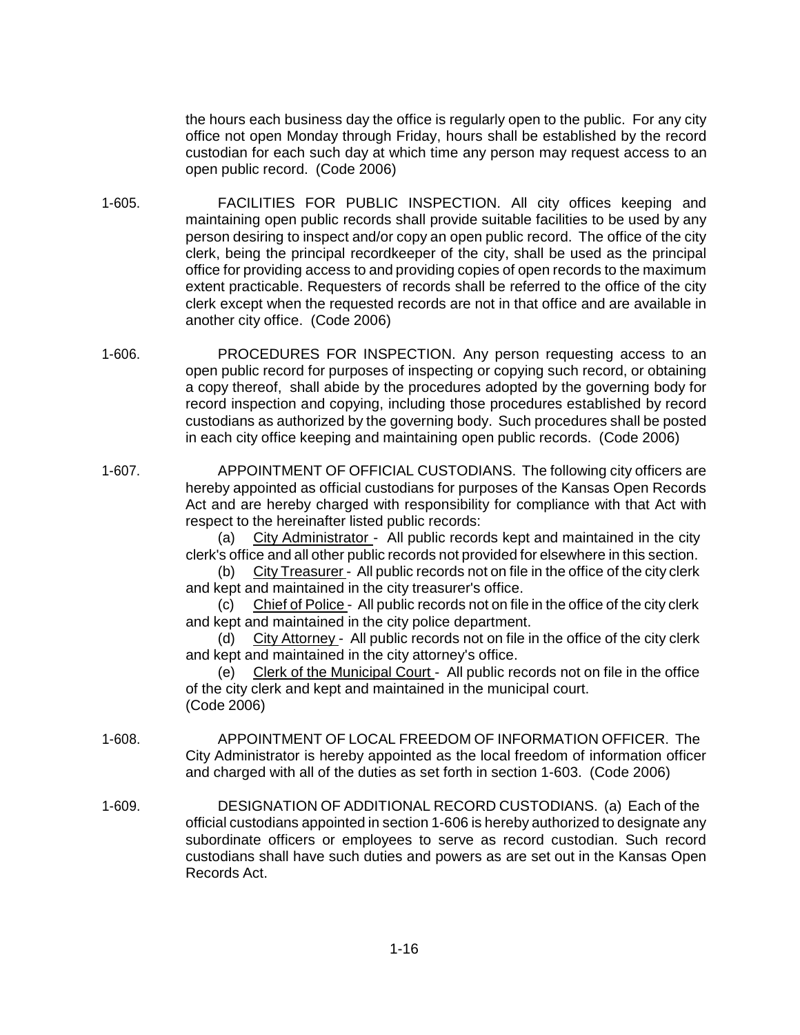the hours each business day the office is regularly open to the public. For any city office not open Monday through Friday, hours shall be established by the record custodian for each such day at which time any person may request access to an open public record. (Code 2006)

1-605. FACILITIES FOR PUBLIC INSPECTION. All city offices keeping and maintaining open public records shall provide suitable facilities to be used by any person desiring to inspect and/or copy an open public record. The office of the city clerk, being the principal recordkeeper of the city, shall be used as the principal office for providing access to and providing copies of open records to the maximum extent practicable. Requesters of records shall be referred to the office of the city clerk except when the requested records are not in that office and are available in another city office. (Code 2006)

1-606. PROCEDURES FOR INSPECTION. Any person requesting access to an open public record for purposes of inspecting or copying such record, or obtaining a copy thereof, shall abide by the procedures adopted by the governing body for record inspection and copying, including those procedures established by record custodians as authorized by the governing body. Such procedures shall be posted in each city office keeping and maintaining open public records. (Code 2006)

1-607. APPOINTMENT OF OFFICIAL CUSTODIANS. The following city officers are hereby appointed as official custodians for purposes of the Kansas Open Records Act and are hereby charged with responsibility for compliance with that Act with respect to the hereinafter listed public records:

(a) City Administrator - All public records kept and maintained in the city clerk's office and all other public records not provided for elsewhere in this section.

(b) City Treasurer - All public records not on file in the office of the city clerk and kept and maintained in the city treasurer's office.

(c) Chief of Police - All public records not on file in the office of the city clerk and kept and maintained in the city police department.

(d) City Attorney - All public records not on file in the office of the city clerk and kept and maintained in the city attorney's office.

(e) Clerk of the Municipal Court - All public records not on file in the office of the city clerk and kept and maintained in the municipal court.
(Code 2006)

1-608. APPOINTMENT OF LOCAL FREEDOM OF INFORMATION OFFICER. The City Administrator is hereby appointed as the local freedom of information officer and charged with all of the duties as set forth in section 1-603. (Code 2006)

1-609. DESIGNATION OF ADDITIONAL RECORD CUSTODIANS. (a) Each of the official custodians appointed in section 1-606 is hereby authorized to designate any subordinate officers or employees to serve as record custodian. Such record custodians shall have such duties and powers as are set out in the Kansas Open Records Act.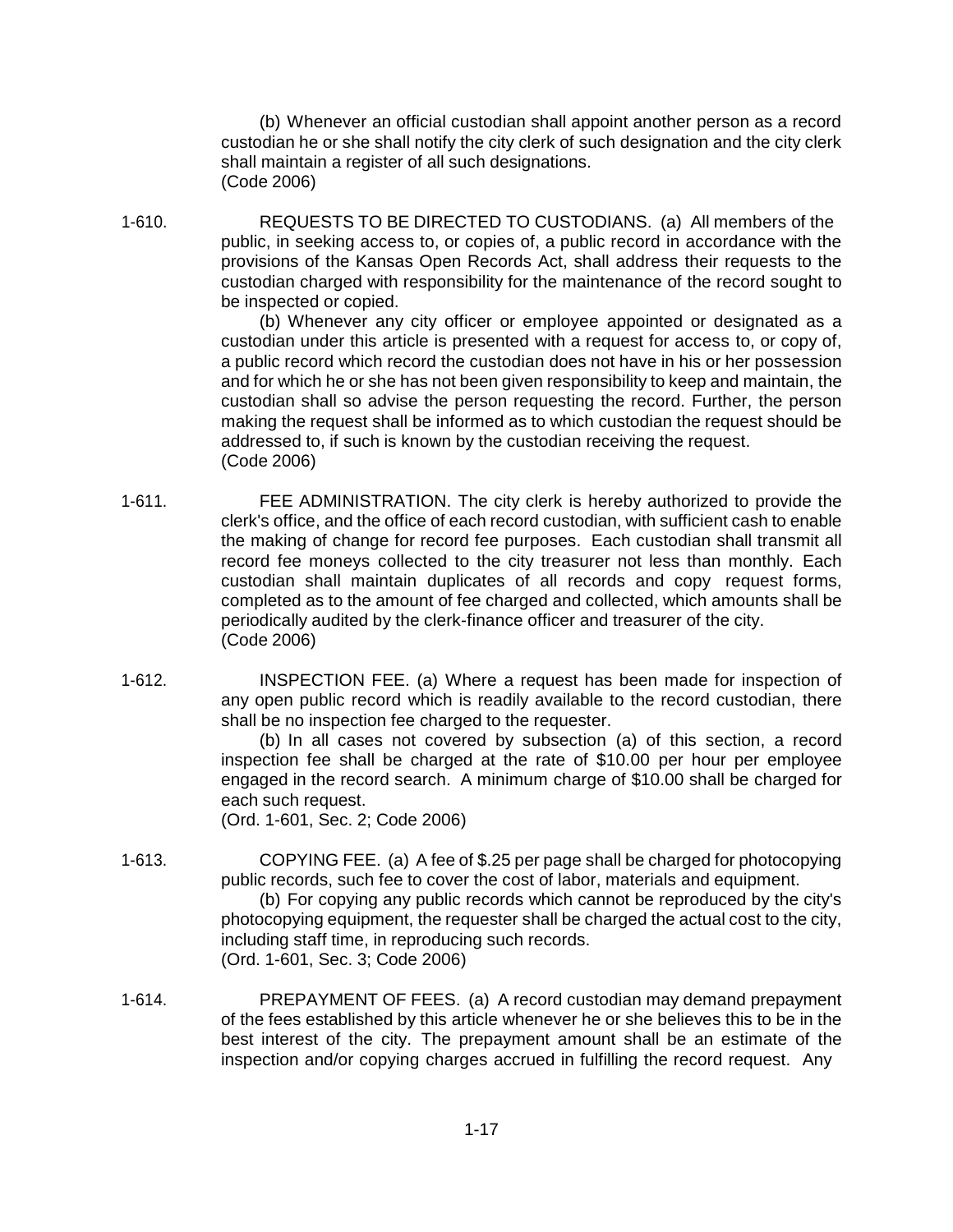(b) Whenever an official custodian shall appoint another person as a record custodian he or she shall notify the city clerk of such designation and the city clerk shall maintain a register of all such designations.
(Code 2006)

1-610. REQUESTS TO BE DIRECTED TO CUSTODIANS. (a) All members of the public, in seeking access to, or copies of, a public record in accordance with the provisions of the Kansas Open Records Act, shall address their requests to the custodian charged with responsibility for the maintenance of the record sought to be inspected or copied.

(b) Whenever any city officer or employee appointed or designated as a custodian under this article is presented with a request for access to, or copy of, a public record which record the custodian does not have in his or her possession and for which he or she has not been given responsibility to keep and maintain, the custodian shall so advise the person requesting the record. Further, the person making the request shall be informed as to which custodian the request should be addressed to, if such is known by the custodian receiving the request.
(Code 2006)

1-611. FEE ADMINISTRATION. The city clerk is hereby authorized to provide the clerk's office, and the office of each record custodian, with sufficient cash to enable the making of change for record fee purposes. Each custodian shall transmit all record fee moneys collected to the city treasurer not less than monthly. Each custodian shall maintain duplicates of all records and copy request forms, completed as to the amount of fee charged and collected, which amounts shall be periodically audited by the clerk-finance officer and treasurer of the city.
(Code 2006)

1-612. INSPECTION FEE. (a) Where a request has been made for inspection of any open public record which is readily available to the record custodian, there shall be no inspection fee charged to the requester.

(b) In all cases not covered by subsection (a) of this section, a record inspection fee shall be charged at the rate of $10.00 per hour per employee engaged in the record search. A minimum charge of $10.00 shall be charged for each such request.
(Ord. 1-601, Sec. 2; Code 2006)

1-613. COPYING FEE. (a) A fee of $.25 per page shall be charged for photocopying public records, such fee to cover the cost of labor, materials and equipment.

(b) For copying any public records which cannot be reproduced by the city's photocopying equipment, the requester shall be charged the actual cost to the city, including staff time, in reproducing such records.
(Ord. 1-601, Sec. 3; Code 2006)

1-614. PREPAYMENT OF FEES. (a) A record custodian may demand prepayment of the fees established by this article whenever he or she believes this to be in the best interest of the city. The prepayment amount shall be an estimate of the inspection and/or copying charges accrued in fulfilling the record request. Any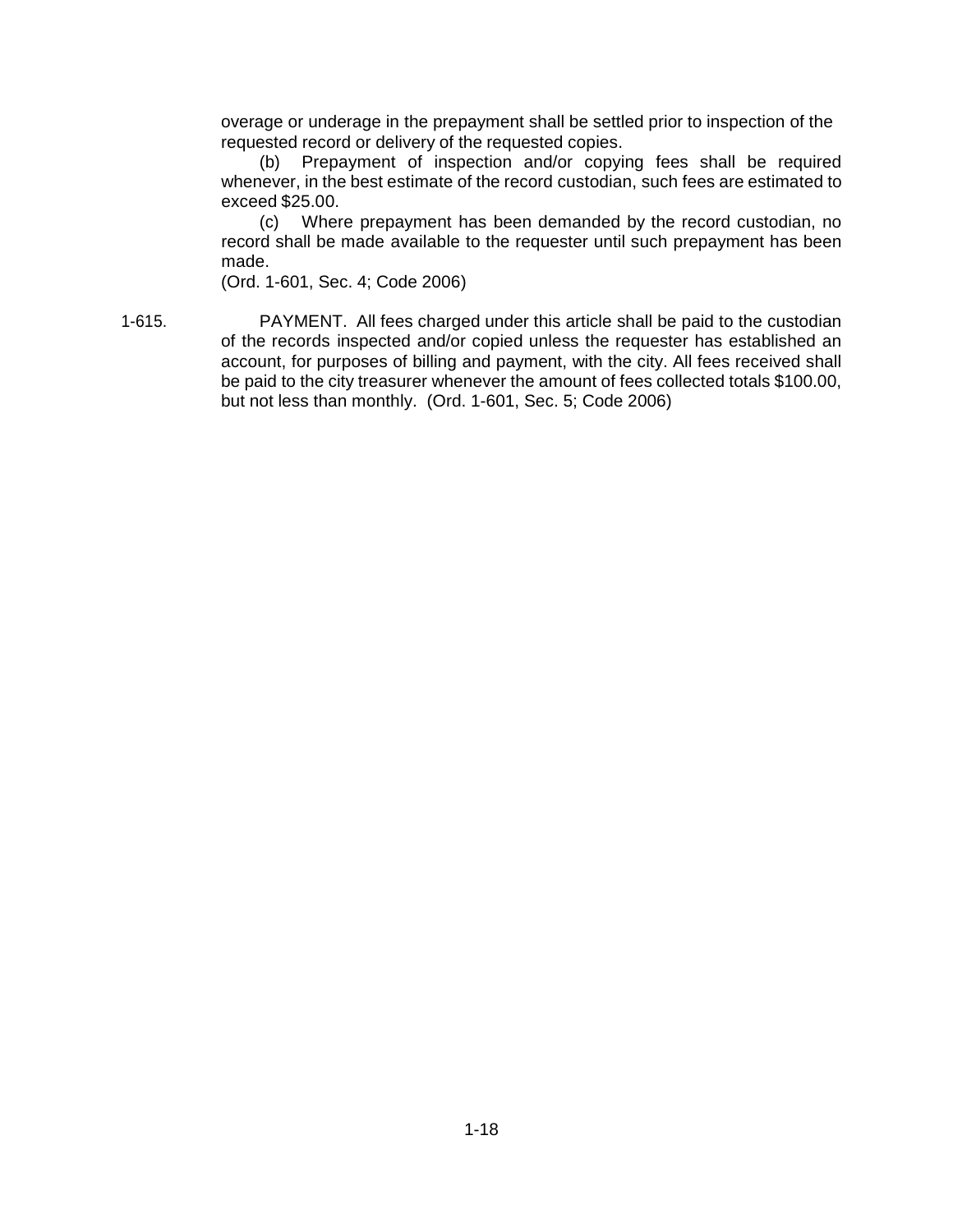overage or underage in the prepayment shall be settled prior to inspection of the requested record or delivery of the requested copies.

(b) Prepayment of inspection and/or copying fees shall be required whenever, in the best estimate of the record custodian, such fees are estimated to exceed $25.00.

(c) Where prepayment has been demanded by the record custodian, no record shall be made available to the requester until such prepayment has been made.

(Ord. 1-601, Sec. 4; Code 2006)

1-615. PAYMENT. All fees charged under this article shall be paid to the custodian of the records inspected and/or copied unless the requester has established an account, for purposes of billing and payment, with the city. All fees received shall be paid to the city treasurer whenever the amount of fees collected totals $100.00, but not less than monthly. (Ord. 1-601, Sec. 5; Code 2006)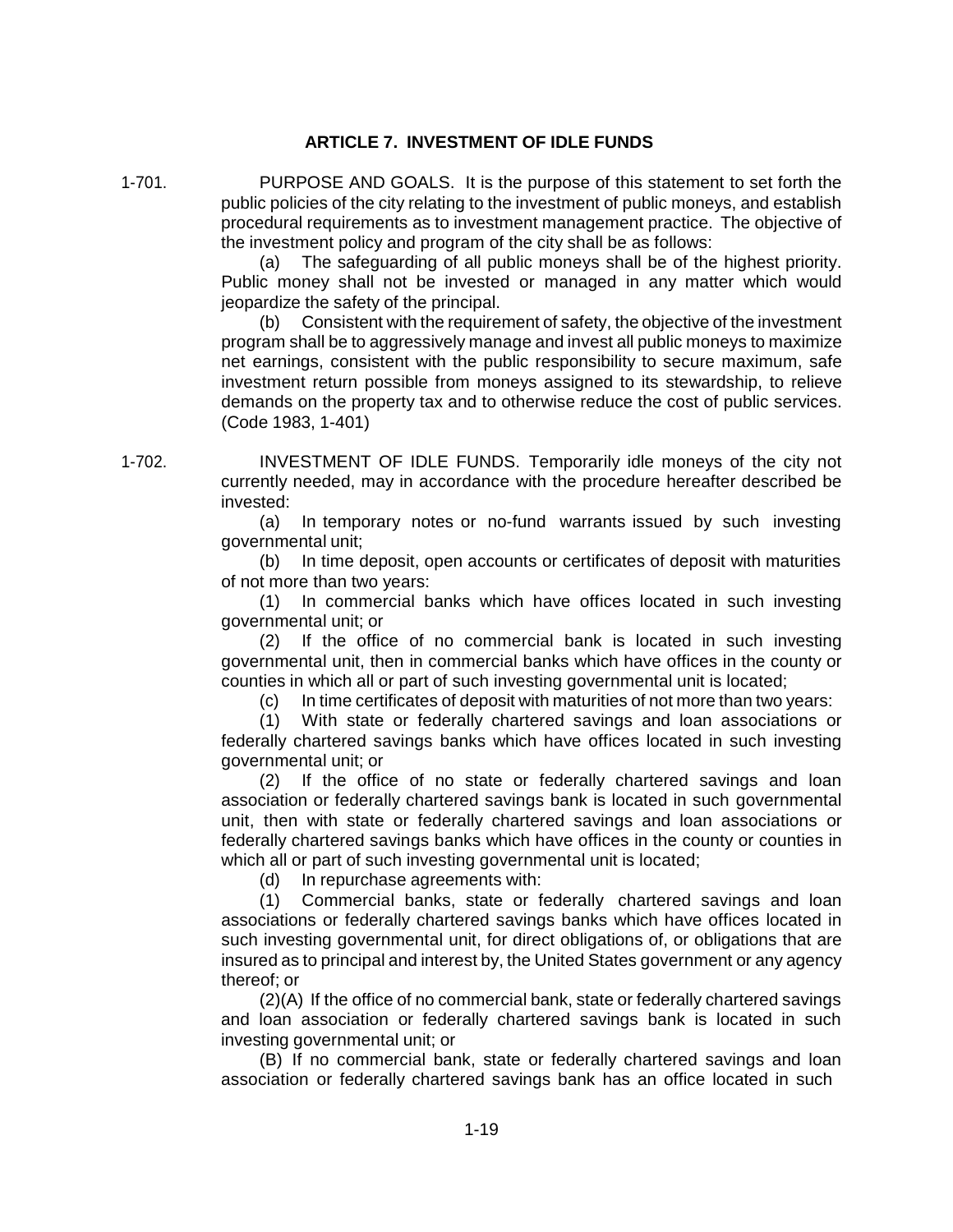## ARTICLE 7. INVESTMENT OF IDLE FUNDS

1-701. PURPOSE AND GOALS. It is the purpose of this statement to set forth the public policies of the city relating to the investment of public moneys, and establish procedural requirements as to investment management practice. The objective of the investment policy and program of the city shall be as follows:

(a) The safeguarding of all public moneys shall be of the highest priority. Public money shall not be invested or managed in any matter which would jeopardize the safety of the principal.

(b) Consistent with the requirement of safety, the objective of the investment program shall be to aggressively manage and invest all public moneys to maximize net earnings, consistent with the public responsibility to secure maximum, safe investment return possible from moneys assigned to its stewardship, to relieve demands on the property tax and to otherwise reduce the cost of public services. (Code 1983, 1-401)

1-702. INVESTMENT OF IDLE FUNDS. Temporarily idle moneys of the city not currently needed, may in accordance with the procedure hereafter described be invested:

(a) In temporary notes or no-fund warrants issued by such investing governmental unit;

(b) In time deposit, open accounts or certificates of deposit with maturities of not more than two years:

(1) In commercial banks which have offices located in such investing governmental unit; or

(2) If the office of no commercial bank is located in such investing governmental unit, then in commercial banks which have offices in the county or counties in which all or part of such investing governmental unit is located;

(c) In time certificates of deposit with maturities of not more than two years:

(1) With state or federally chartered savings and loan associations or federally chartered savings banks which have offices located in such investing governmental unit; or

(2) If the office of no state or federally chartered savings and loan association or federally chartered savings bank is located in such governmental unit, then with state or federally chartered savings and loan associations or federally chartered savings banks which have offices in the county or counties in which all or part of such investing governmental unit is located;

(d) In repurchase agreements with:

(1) Commercial banks, state or federally chartered savings and loan associations or federally chartered savings banks which have offices located in such investing governmental unit, for direct obligations of, or obligations that are insured as to principal and interest by, the United States government or any agency thereof; or

(2)(A) If the office of no commercial bank, state or federally chartered savings and loan association or federally chartered savings bank is located in such investing governmental unit; or

(B) If no commercial bank, state or federally chartered savings and loan association or federally chartered savings bank has an office located in such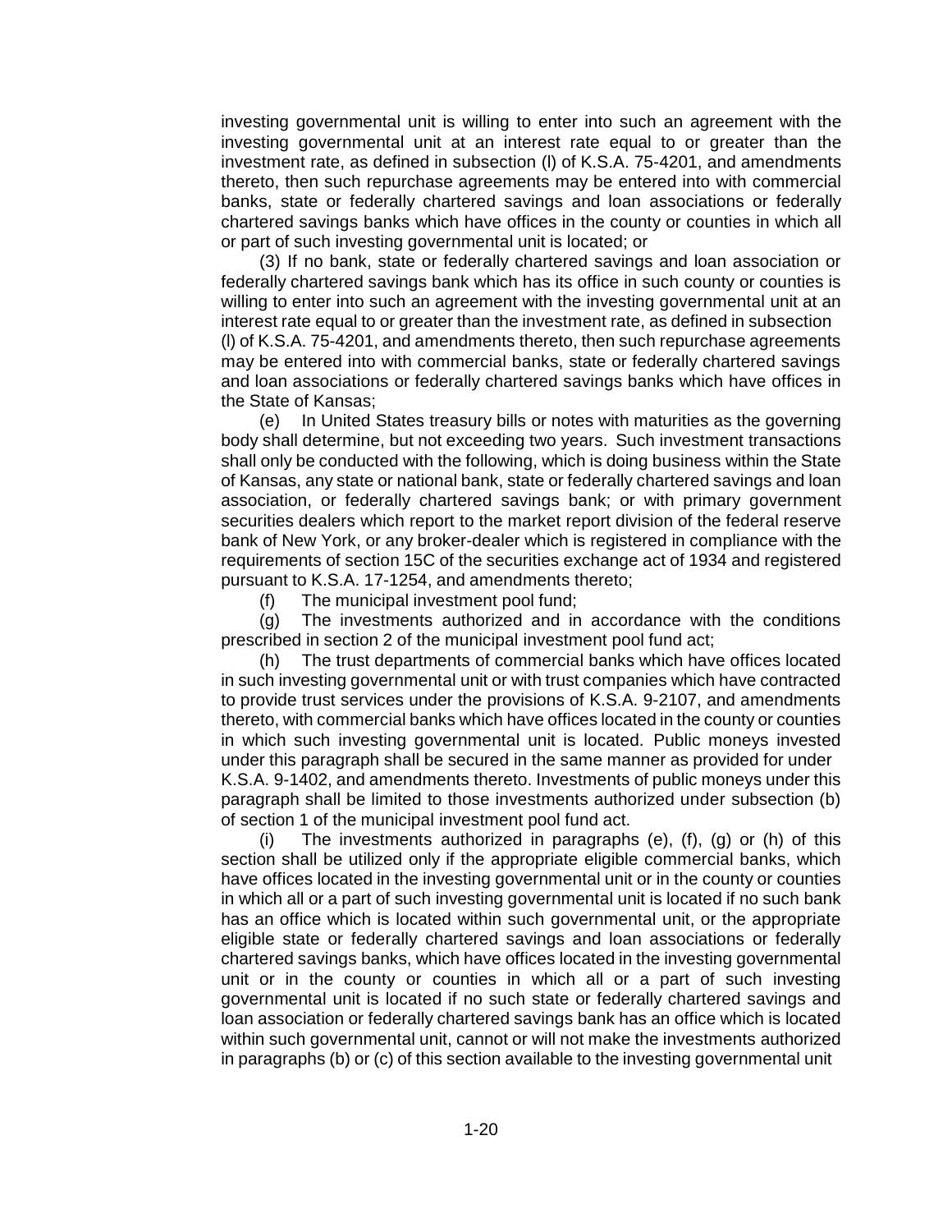investing governmental unit is willing to enter into such an agreement with the investing governmental unit at an interest rate equal to or greater than the investment rate, as defined in subsection (l) of K.S.A. 75-4201, and amendments thereto, then such repurchase agreements may be entered into with commercial banks, state or federally chartered savings and loan associations or federally chartered savings banks which have offices in the county or counties in which all or part of such investing governmental unit is located; or

(3) If no bank, state or federally chartered savings and loan association or federally chartered savings bank which has its office in such county or counties is willing to enter into such an agreement with the investing governmental unit at an interest rate equal to or greater than the investment rate, as defined in subsection (l) of K.S.A. 75-4201, and amendments thereto, then such repurchase agreements may be entered into with commercial banks, state or federally chartered savings and loan associations or federally chartered savings banks which have offices in the State of Kansas;

(e) In United States treasury bills or notes with maturities as the governing body shall determine, but not exceeding two years. Such investment transactions shall only be conducted with the following, which is doing business within the State of Kansas, any state or national bank, state or federally chartered savings and loan association, or federally chartered savings bank; or with primary government securities dealers which report to the market report division of the federal reserve bank of New York, or any broker-dealer which is registered in compliance with the requirements of section 15C of the securities exchange act of 1934 and registered pursuant to K.S.A. 17-1254, and amendments thereto;

(f) The municipal investment pool fund;

(g) The investments authorized and in accordance with the conditions prescribed in section 2 of the municipal investment pool fund act;

(h) The trust departments of commercial banks which have offices located in such investing governmental unit or with trust companies which have contracted to provide trust services under the provisions of K.S.A. 9-2107, and amendments thereto, with commercial banks which have offices located in the county or counties in which such investing governmental unit is located. Public moneys invested under this paragraph shall be secured in the same manner as provided for under K.S.A. 9-1402, and amendments thereto. Investments of public moneys under this paragraph shall be limited to those investments authorized under subsection (b) of section 1 of the municipal investment pool fund act.

(i) The investments authorized in paragraphs (e), (f), (g) or (h) of this section shall be utilized only if the appropriate eligible commercial banks, which have offices located in the investing governmental unit or in the county or counties in which all or a part of such investing governmental unit is located if no such bank has an office which is located within such governmental unit, or the appropriate eligible state or federally chartered savings and loan associations or federally chartered savings banks, which have offices located in the investing governmental unit or in the county or counties in which all or a part of such investing governmental unit is located if no such state or federally chartered savings and loan association or federally chartered savings bank has an office which is located within such governmental unit, cannot or will not make the investments authorized in paragraphs (b) or (c) of this section available to the investing governmental unit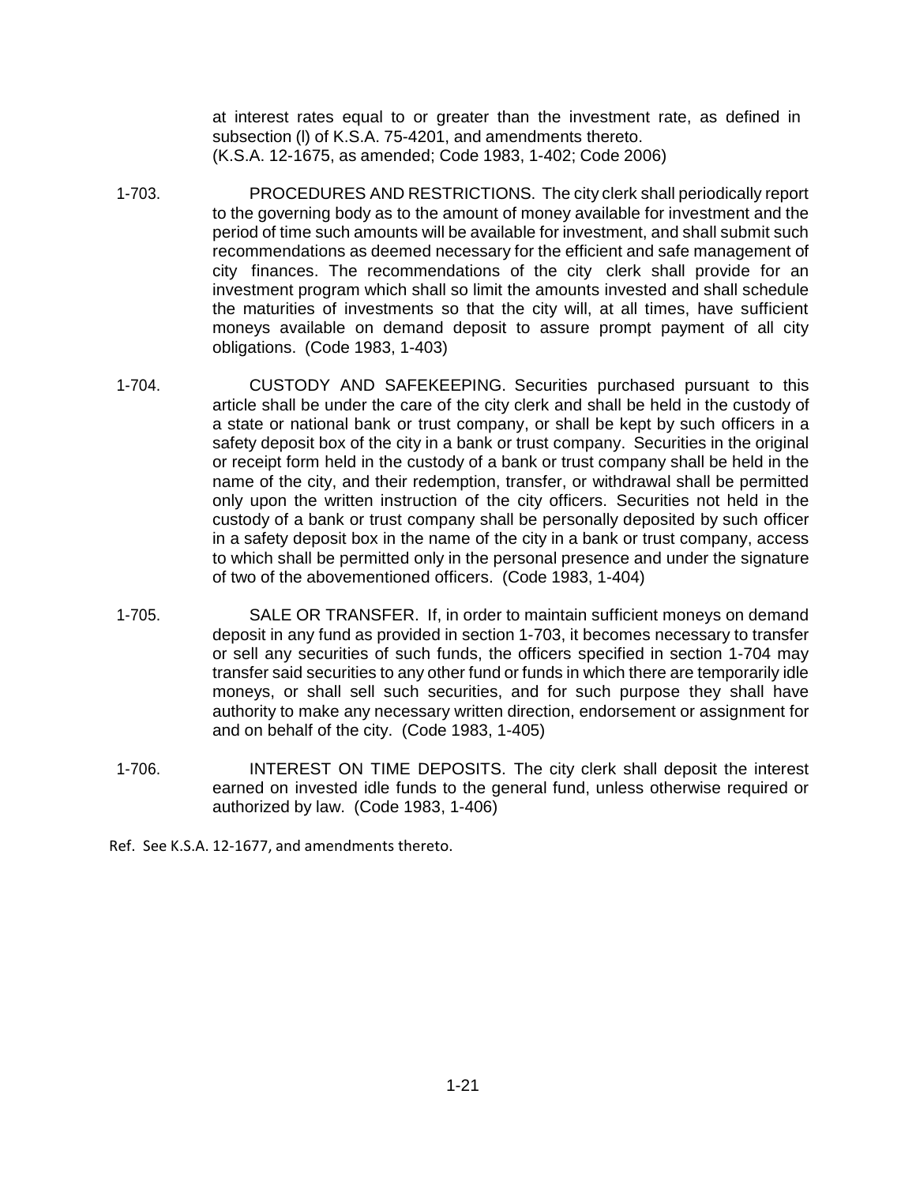at interest rates equal to or greater than the investment rate, as defined in subsection (l) of K.S.A. 75-4201, and amendments thereto.
(K.S.A. 12-1675, as amended; Code 1983, 1-402; Code 2006)

1-703. PROCEDURES AND RESTRICTIONS. The city clerk shall periodically report to the governing body as to the amount of money available for investment and the period of time such amounts will be available for investment, and shall submit such recommendations as deemed necessary for the efficient and safe management of city finances. The recommendations of the city clerk shall provide for an investment program which shall so limit the amounts invested and shall schedule the maturities of investments so that the city will, at all times, have sufficient moneys available on demand deposit to assure prompt payment of all city obligations. (Code 1983, 1-403)

1-704. CUSTODY AND SAFEKEEPING. Securities purchased pursuant to this article shall be under the care of the city clerk and shall be held in the custody of a state or national bank or trust company, or shall be kept by such officers in a safety deposit box of the city in a bank or trust company. Securities in the original or receipt form held in the custody of a bank or trust company shall be held in the name of the city, and their redemption, transfer, or withdrawal shall be permitted only upon the written instruction of the city officers. Securities not held in the custody of a bank or trust company shall be personally deposited by such officer in a safety deposit box in the name of the city in a bank or trust company, access to which shall be permitted only in the personal presence and under the signature of two of the abovementioned officers. (Code 1983, 1-404)

1-705. SALE OR TRANSFER. If, in order to maintain sufficient moneys on demand deposit in any fund as provided in section 1-703, it becomes necessary to transfer or sell any securities of such funds, the officers specified in section 1-704 may transfer said securities to any other fund or funds in which there are temporarily idle moneys, or shall sell such securities, and for such purpose they shall have authority to make any necessary written direction, endorsement or assignment for and on behalf of the city. (Code 1983, 1-405)

1-706. INTEREST ON TIME DEPOSITS. The city clerk shall deposit the interest earned on invested idle funds to the general fund, unless otherwise required or authorized by law. (Code 1983, 1-406)

Ref. See K.S.A. 12-1677, and amendments thereto.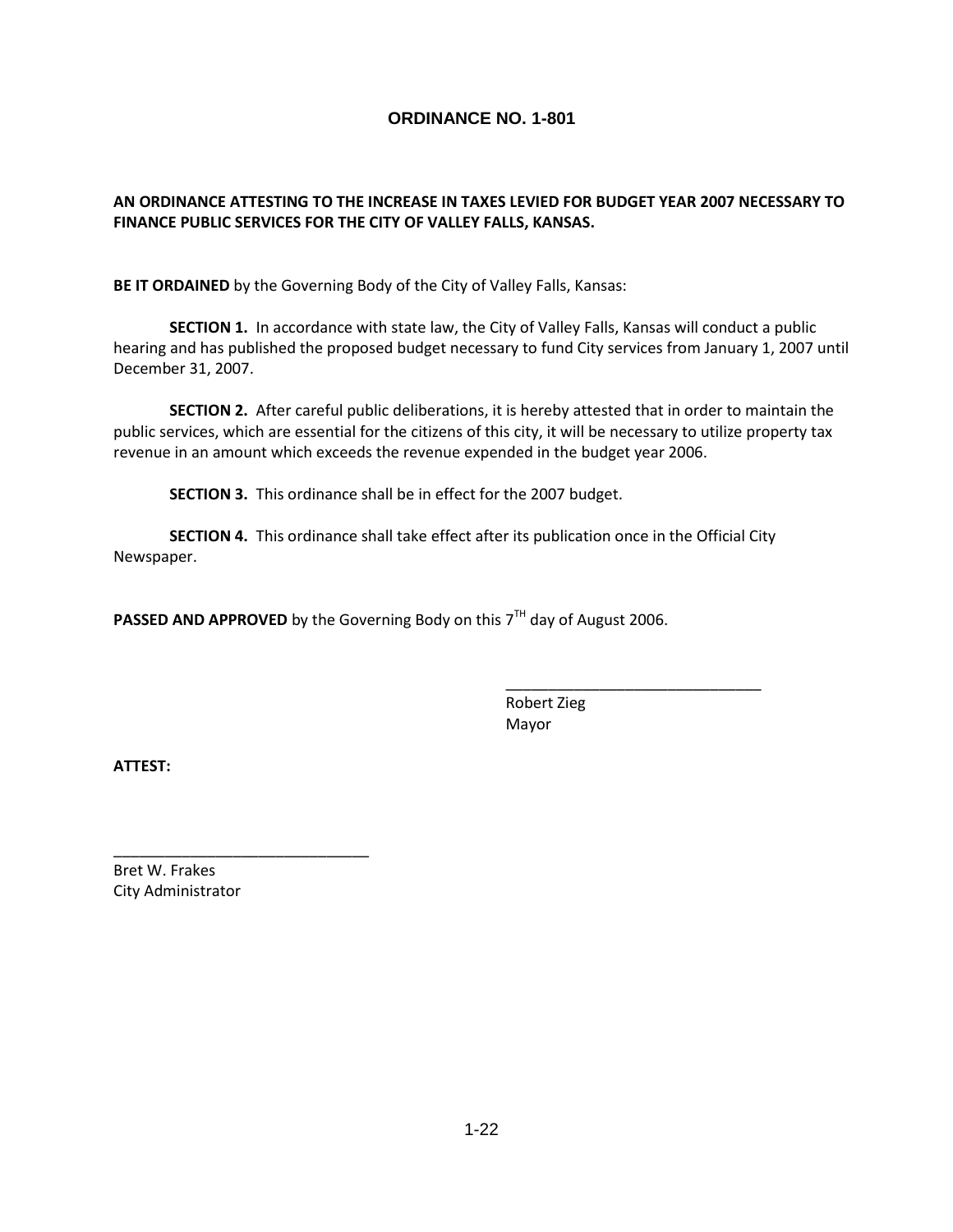# ORDINANCE NO. 1-801

**AN ORDINANCE ATTESTING TO THE INCREASE IN TAXES LEVIED FOR BUDGET YEAR 2007 NECESSARY TO FINANCE PUBLIC SERVICES FOR THE CITY OF VALLEY FALLS, KANSAS.**

**BE IT ORDAINED** by the Governing Body of the City of Valley Falls, Kansas:

**SECTION 1.** In accordance with state law, the City of Valley Falls, Kansas will conduct a public hearing and has published the proposed budget necessary to fund City services from January 1, 2007 until December 31, 2007.

**SECTION 2.** After careful public deliberations, it is hereby attested that in order to maintain the public services, which are essential for the citizens of this city, it will be necessary to utilize property tax revenue in an amount which exceeds the revenue expended in the budget year 2006.

**SECTION 3.** This ordinance shall be in effect for the 2007 budget.

**SECTION 4.** This ordinance shall take effect after its publication once in the Official City Newspaper.

**PASSED AND APPROVED** by the Governing Body on this 7TH day of August 2006.

______________________________
Robert Zieg
Mayor

**ATTEST:**

______________________________
Bret W. Frakes
City Administrator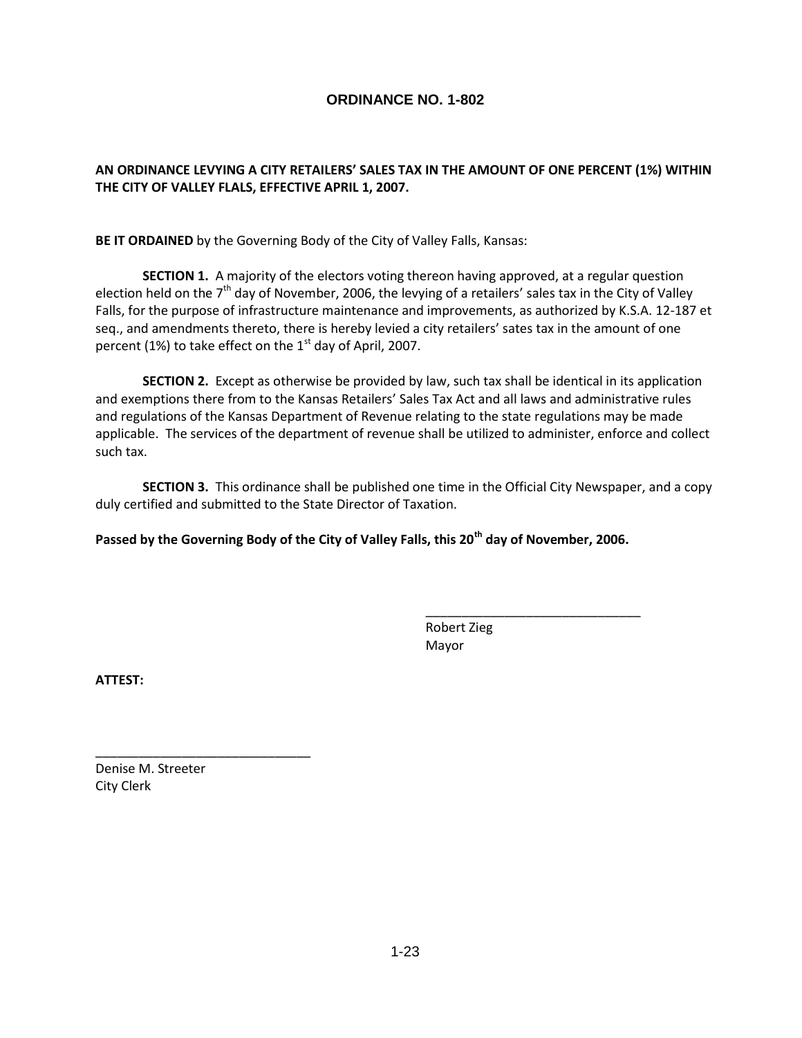# ORDINANCE NO. 1-802

**AN ORDINANCE LEVYING A CITY RETAILERS' SALES TAX IN THE AMOUNT OF ONE PERCENT (1%) WITHIN THE CITY OF VALLEY FLALS, EFFECTIVE APRIL 1, 2007.**

**BE IT ORDAINED** by the Governing Body of the City of Valley Falls, Kansas:

**SECTION 1.** A majority of the electors voting thereon having approved, at a regular question election held on the 7th day of November, 2006, the levying of a retailers' sales tax in the City of Valley Falls, for the purpose of infrastructure maintenance and improvements, as authorized by K.S.A. 12-187 et seq., and amendments thereto, there is hereby levied a city retailers' sates tax in the amount of one percent (1%) to take effect on the 1st day of April, 2007.

**SECTION 2.** Except as otherwise be provided by law, such tax shall be identical in its application and exemptions there from to the Kansas Retailers' Sales Tax Act and all laws and administrative rules and regulations of the Kansas Department of Revenue relating to the state regulations may be made applicable. The services of the department of revenue shall be utilized to administer, enforce and collect such tax.

**SECTION 3.** This ordinance shall be published one time in the Official City Newspaper, and a copy duly certified and submitted to the State Director of Taxation.

**Passed by the Governing Body of the City of Valley Falls, this 20th day of November, 2006.**

______________________________
Robert Zieg
Mayor

**ATTEST:**

______________________________
Denise M. Streeter
City Clerk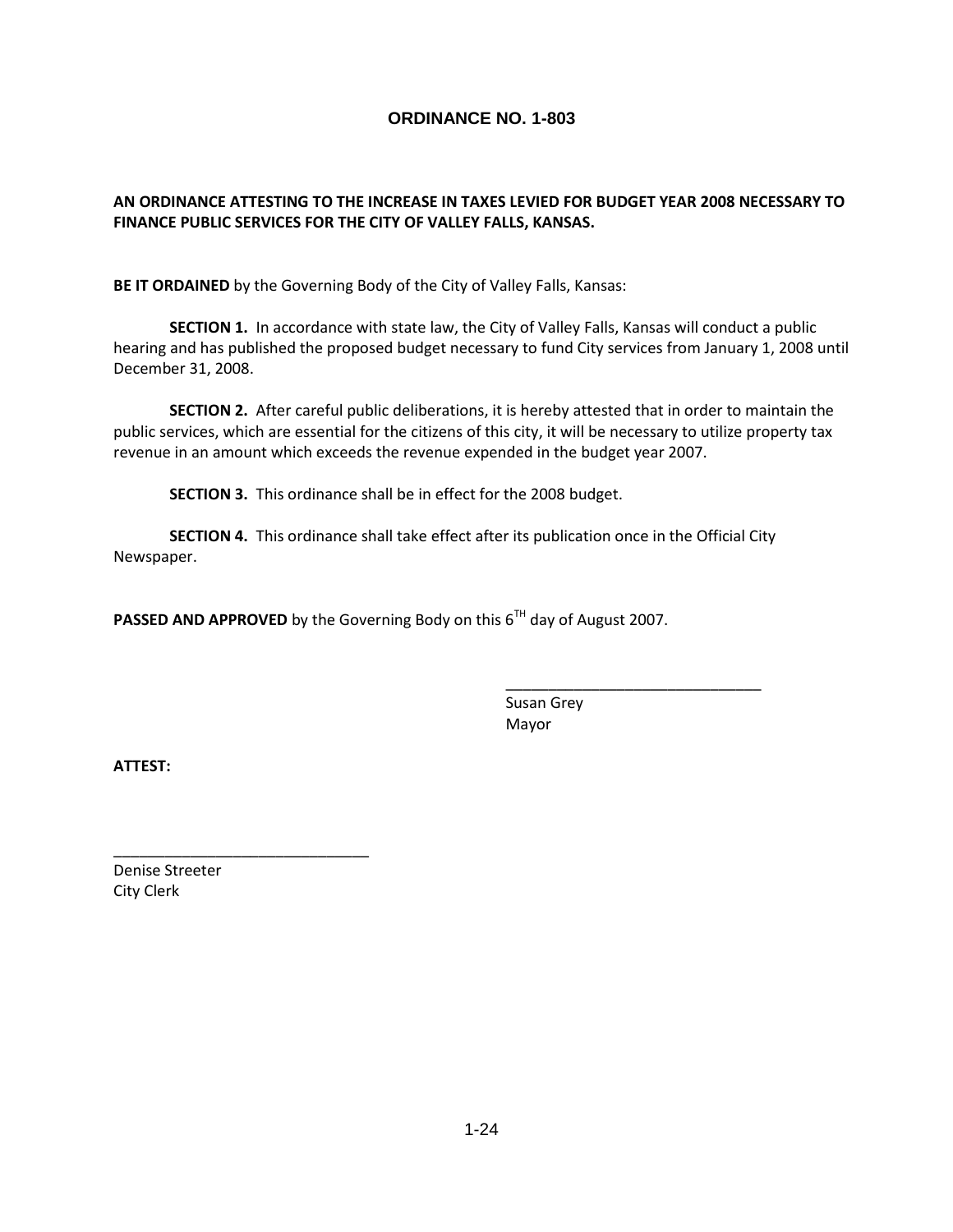# ORDINANCE NO. 1-803

**AN ORDINANCE ATTESTING TO THE INCREASE IN TAXES LEVIED FOR BUDGET YEAR 2008 NECESSARY TO FINANCE PUBLIC SERVICES FOR THE CITY OF VALLEY FALLS, KANSAS.**

**BE IT ORDAINED** by the Governing Body of the City of Valley Falls, Kansas:

**SECTION 1.** In accordance with state law, the City of Valley Falls, Kansas will conduct a public hearing and has published the proposed budget necessary to fund City services from January 1, 2008 until December 31, 2008.

**SECTION 2.** After careful public deliberations, it is hereby attested that in order to maintain the public services, which are essential for the citizens of this city, it will be necessary to utilize property tax revenue in an amount which exceeds the revenue expended in the budget year 2007.

**SECTION 3.** This ordinance shall be in effect for the 2008 budget.

**SECTION 4.** This ordinance shall take effect after its publication once in the Official City Newspaper.

**PASSED AND APPROVED** by the Governing Body on this 6TH day of August 2007.

______________________________
Susan Grey
Mayor

**ATTEST:**

______________________________
Denise Streeter
City Clerk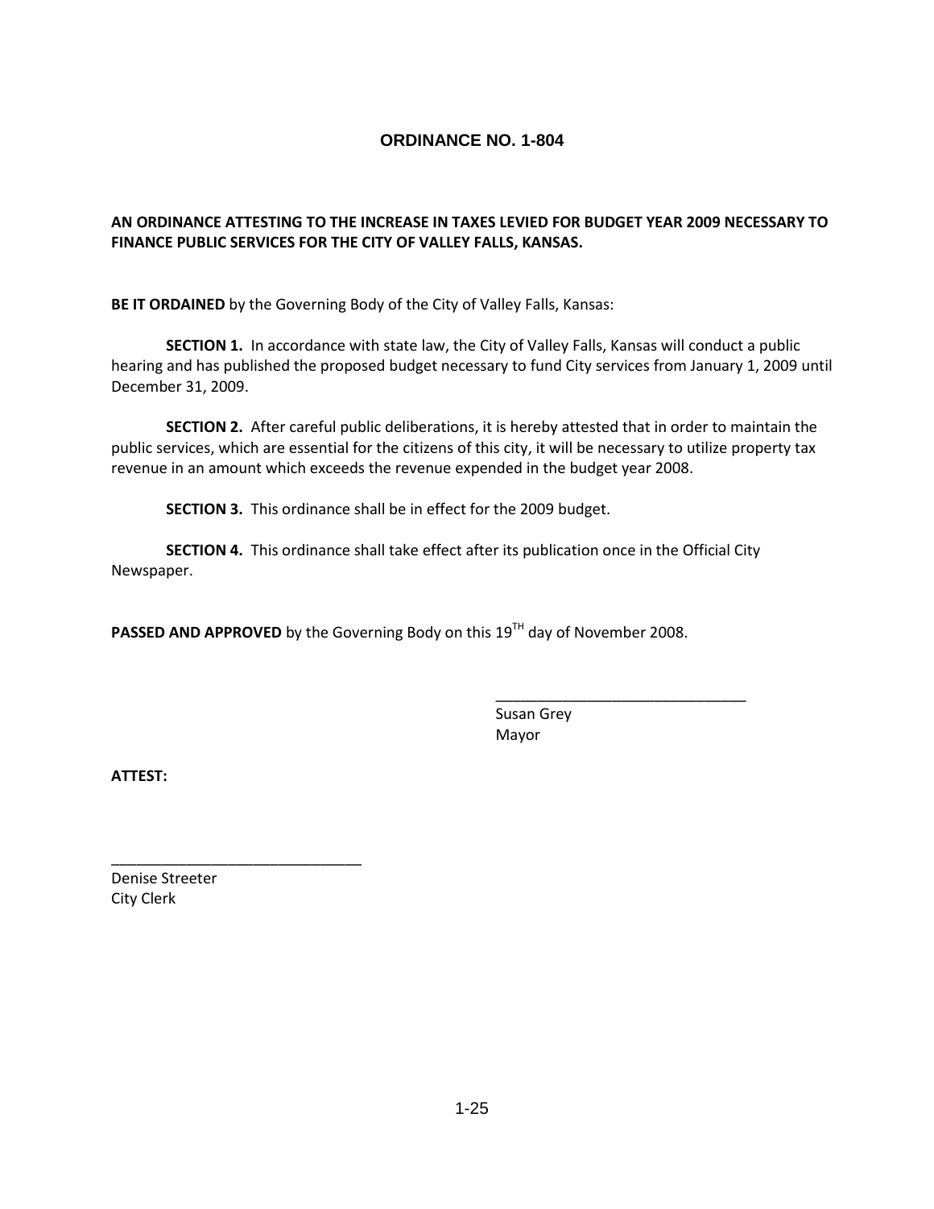# ORDINANCE NO. 1-804

**AN ORDINANCE ATTESTING TO THE INCREASE IN TAXES LEVIED FOR BUDGET YEAR 2009 NECESSARY TO FINANCE PUBLIC SERVICES FOR THE CITY OF VALLEY FALLS, KANSAS.**

**BE IT ORDAINED** by the Governing Body of the City of Valley Falls, Kansas:

**SECTION 1.** In accordance with state law, the City of Valley Falls, Kansas will conduct a public hearing and has published the proposed budget necessary to fund City services from January 1, 2009 until December 31, 2009.

**SECTION 2.** After careful public deliberations, it is hereby attested that in order to maintain the public services, which are essential for the citizens of this city, it will be necessary to utilize property tax revenue in an amount which exceeds the revenue expended in the budget year 2008.

**SECTION 3.** This ordinance shall be in effect for the 2009 budget.

**SECTION 4.** This ordinance shall take effect after its publication once in the Official City Newspaper.

**PASSED AND APPROVED** by the Governing Body on this 19TH day of November 2008.

______________________________
Susan Grey
Mayor

**ATTEST:**

______________________________
Denise Streeter
City Clerk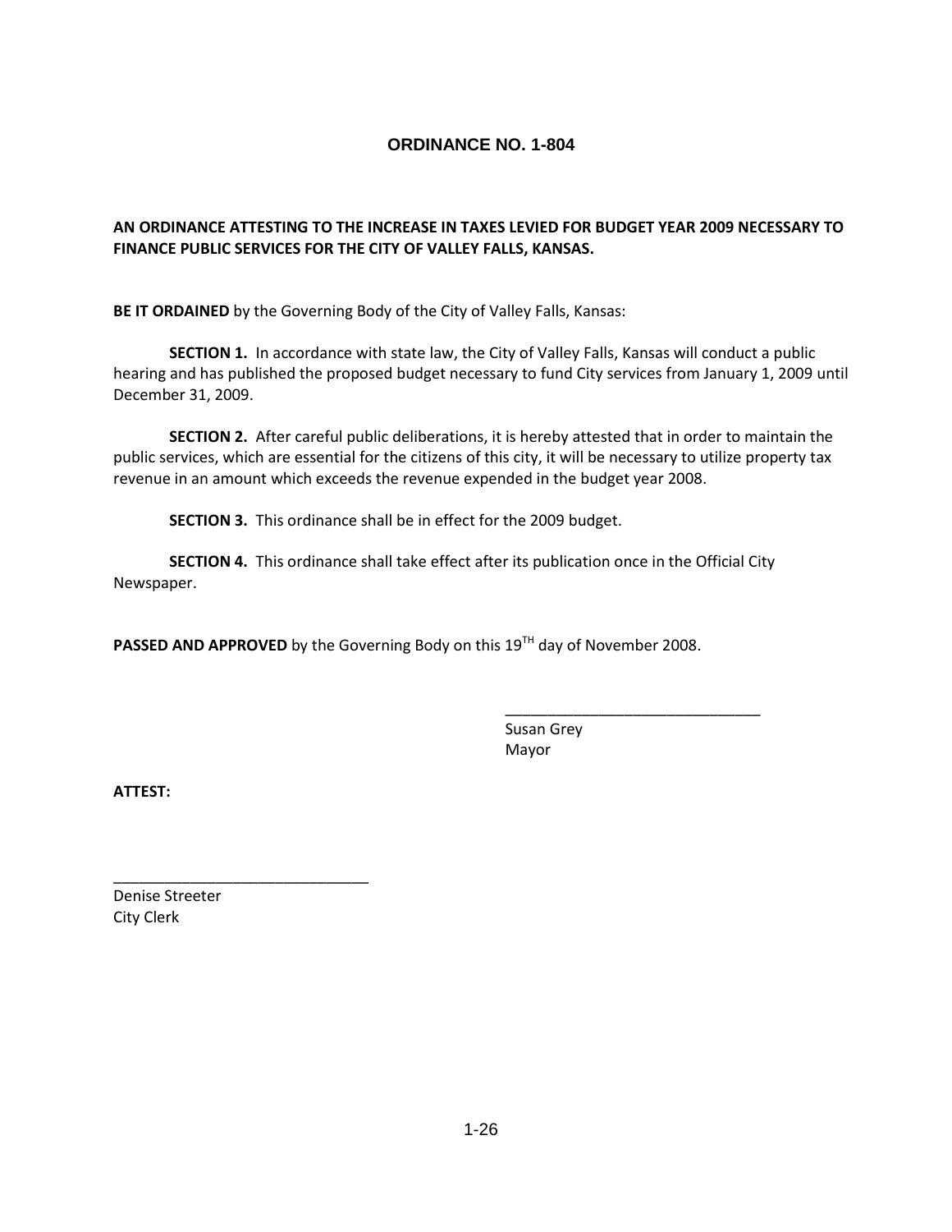# ORDINANCE NO. 1-804

**AN ORDINANCE ATTESTING TO THE INCREASE IN TAXES LEVIED FOR BUDGET YEAR 2009 NECESSARY TO FINANCE PUBLIC SERVICES FOR THE CITY OF VALLEY FALLS, KANSAS.**

**BE IT ORDAINED** by the Governing Body of the City of Valley Falls, Kansas:

**SECTION 1.** In accordance with state law, the City of Valley Falls, Kansas will conduct a public hearing and has published the proposed budget necessary to fund City services from January 1, 2009 until December 31, 2009.

**SECTION 2.** After careful public deliberations, it is hereby attested that in order to maintain the public services, which are essential for the citizens of this city, it will be necessary to utilize property tax revenue in an amount which exceeds the revenue expended in the budget year 2008.

**SECTION 3.** This ordinance shall be in effect for the 2009 budget.

**SECTION 4.** This ordinance shall take effect after its publication once in the Official City Newspaper.

**PASSED AND APPROVED** by the Governing Body on this 19TH day of November 2008.

______________________________
Susan Grey
Mayor

**ATTEST:**

______________________________
Denise Streeter
City Clerk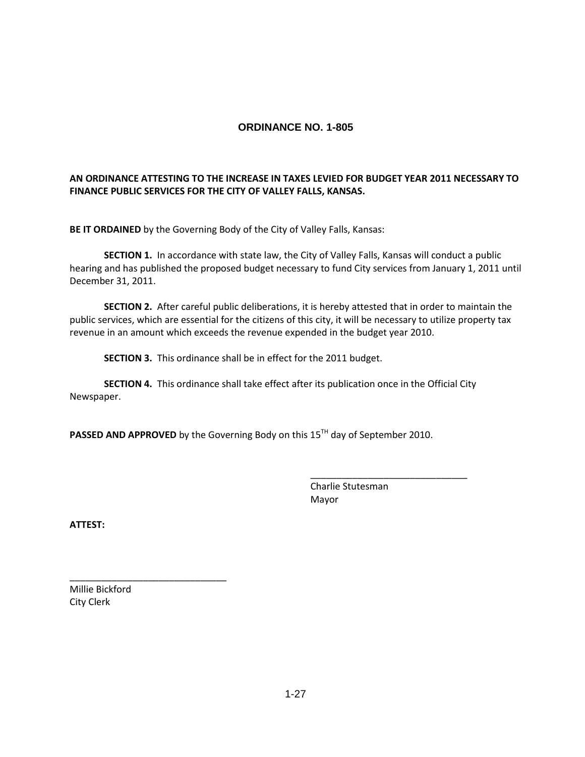# ORDINANCE NO. 1-805

**AN ORDINANCE ATTESTING TO THE INCREASE IN TAXES LEVIED FOR BUDGET YEAR 2011 NECESSARY TO FINANCE PUBLIC SERVICES FOR THE CITY OF VALLEY FALLS, KANSAS.**

**BE IT ORDAINED** by the Governing Body of the City of Valley Falls, Kansas:

**SECTION 1.** In accordance with state law, the City of Valley Falls, Kansas will conduct a public hearing and has published the proposed budget necessary to fund City services from January 1, 2011 until December 31, 2011.

**SECTION 2.** After careful public deliberations, it is hereby attested that in order to maintain the public services, which are essential for the citizens of this city, it will be necessary to utilize property tax revenue in an amount which exceeds the revenue expended in the budget year 2010.

**SECTION 3.** This ordinance shall be in effect for the 2011 budget.

**SECTION 4.** This ordinance shall take effect after its publication once in the Official City Newspaper.

**PASSED AND APPROVED** by the Governing Body on this 15TH day of September 2010.

______________________________
Charlie Stutesman
Mayor

**ATTEST:**

______________________________
Millie Bickford
City Clerk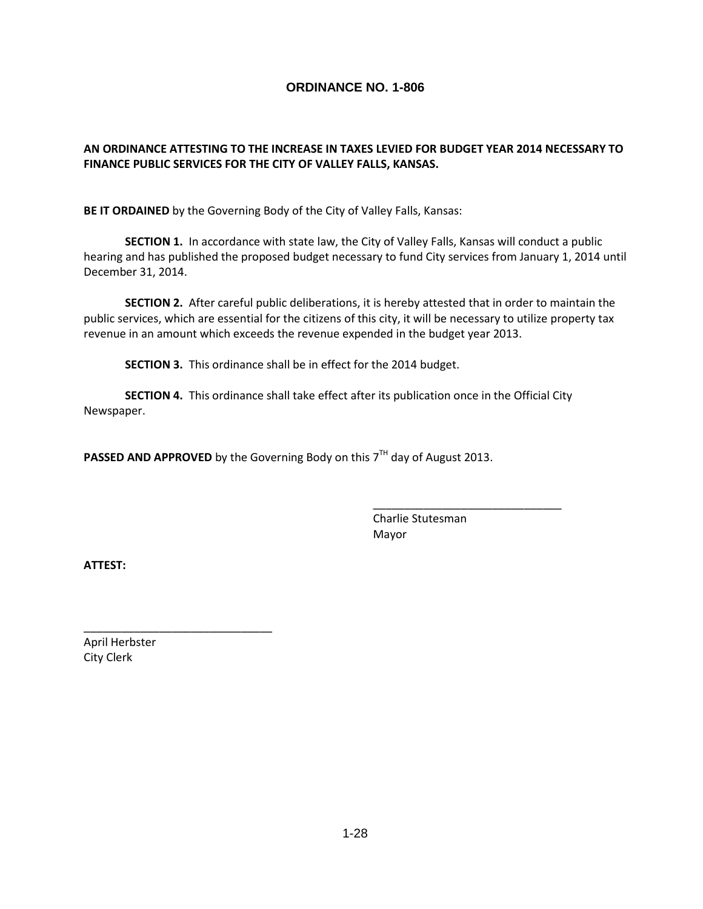# ORDINANCE NO. 1-806

**AN ORDINANCE ATTESTING TO THE INCREASE IN TAXES LEVIED FOR BUDGET YEAR 2014 NECESSARY TO FINANCE PUBLIC SERVICES FOR THE CITY OF VALLEY FALLS, KANSAS.**

**BE IT ORDAINED** by the Governing Body of the City of Valley Falls, Kansas:

**SECTION 1.** In accordance with state law, the City of Valley Falls, Kansas will conduct a public hearing and has published the proposed budget necessary to fund City services from January 1, 2014 until December 31, 2014.

**SECTION 2.** After careful public deliberations, it is hereby attested that in order to maintain the public services, which are essential for the citizens of this city, it will be necessary to utilize property tax revenue in an amount which exceeds the revenue expended in the budget year 2013.

**SECTION 3.** This ordinance shall be in effect for the 2014 budget.

**SECTION 4.** This ordinance shall take effect after its publication once in the Official City Newspaper.

**PASSED AND APPROVED** by the Governing Body on this 7TH day of August 2013.

______________________________
Charlie Stutesman
Mayor

**ATTEST:**

______________________________
April Herbster
City Clerk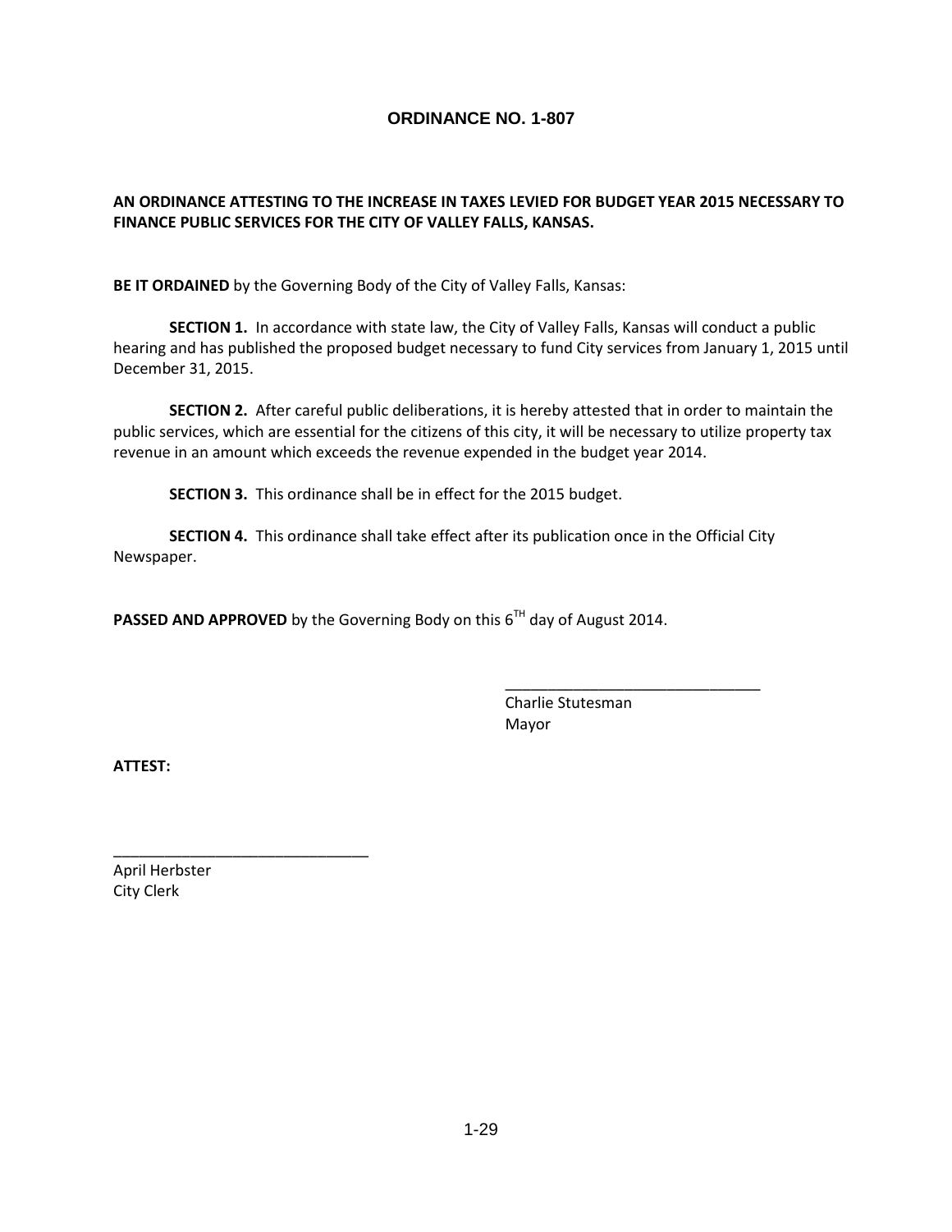# ORDINANCE NO. 1-807

**AN ORDINANCE ATTESTING TO THE INCREASE IN TAXES LEVIED FOR BUDGET YEAR 2015 NECESSARY TO FINANCE PUBLIC SERVICES FOR THE CITY OF VALLEY FALLS, KANSAS.**

**BE IT ORDAINED** by the Governing Body of the City of Valley Falls, Kansas:

**SECTION 1.** In accordance with state law, the City of Valley Falls, Kansas will conduct a public hearing and has published the proposed budget necessary to fund City services from January 1, 2015 until December 31, 2015.

**SECTION 2.** After careful public deliberations, it is hereby attested that in order to maintain the public services, which are essential for the citizens of this city, it will be necessary to utilize property tax revenue in an amount which exceeds the revenue expended in the budget year 2014.

**SECTION 3.** This ordinance shall be in effect for the 2015 budget.

**SECTION 4.** This ordinance shall take effect after its publication once in the Official City Newspaper.

**PASSED AND APPROVED** by the Governing Body on this 6TH day of August 2014.

______________________________
Charlie Stutesman
Mayor

**ATTEST:**

______________________________
April Herbster
City Clerk